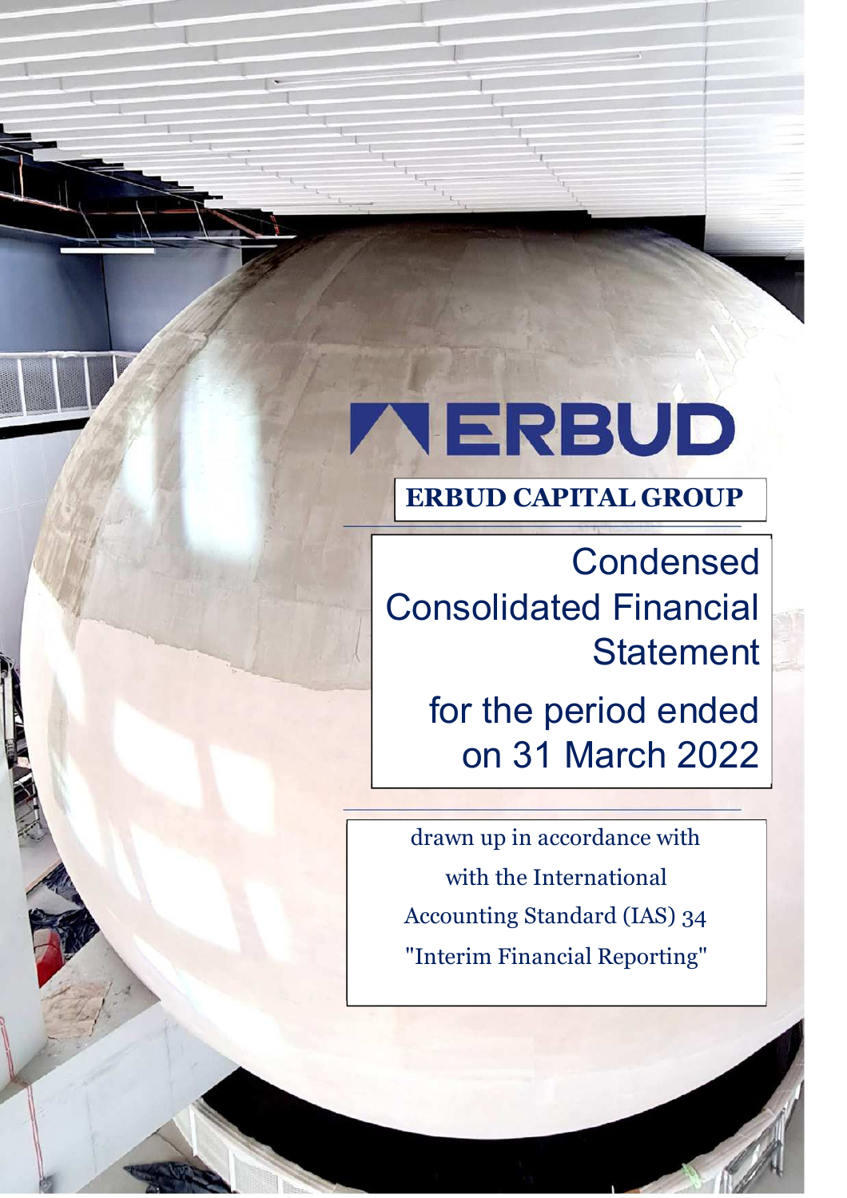ERBUD

# ERBUD CAPITAL GROUP

## Condensed Consolidated Financial Statement

## for the period ended on 31 March 2022

drawn up in accordance with

with the International

Accounting Standard (IAS) 34

"Interim Financial Reporting"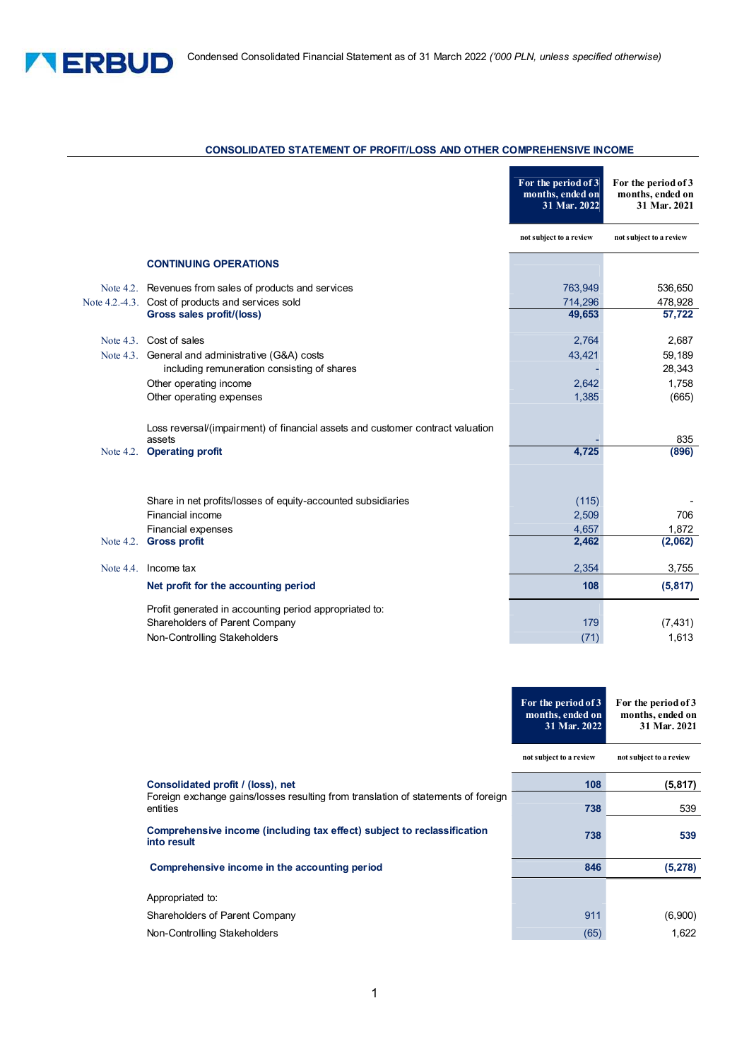## CONSOLIDATED STATEMENT OF PROFIT/LOSS AND OTHER COMPREHENSIVE INCOME

| | | For the period of 3 months, ended on 31 Mar. 2022 | For the period of 3 months, ended on 31 Mar. 2021 |
|---|---|---|---|
| | | not subject to a review | not subject to a review |
| | **CONTINUING OPERATIONS** | | |
| Note 4.2. | Revenues from sales of products and services | 763,949 | 536,650 |
| Note 4.2.-4.3. | Cost of products and services sold | 714,296 | 478,928 |
| | **Gross sales profit/(loss)** | **49,653** | **57,722** |
| Note 4.3. | Cost of sales | 2,764 | 2,687 |
| Note 4.3. | General and administrative (G&A) costs | 43,421 | 59,189 |
| | including remuneration consisting of shares | - | 28,343 |
| | Other operating income | 2,642 | 1,758 |
| | Other operating expenses | 1,385 | (665) |
| | Loss reversal/(impairment) of financial assets and customer contract valuation assets | - | 835 |
| Note 4.2. | **Operating profit** | **4,725** | **(896)** |
| | Share in net profits/losses of equity-accounted subsidiaries | (115) | - |
| | Financial income | 2,509 | 706 |
| | Financial expenses | 4,657 | 1,872 |
| Note 4.2. | **Gross profit** | **2,462** | **(2,062)** |
| Note 4.4. | Income tax | 2,354 | 3,755 |
| | **Net profit for the accounting period** | **108** | **(5,817)** |
| | Profit generated in accounting period appropriated to: | | |
| | Shareholders of Parent Company | 179 | (7,431) |
| | Non-Controlling Stakeholders | (71) | 1,613 |

| | For the period of 3 months, ended on 31 Mar. 2022 | For the period of 3 months, ended on 31 Mar. 2021 |
|---|---|---|
| | not subject to a review | not subject to a review |
| **Consolidated profit / (loss), net** | **108** | **(5,817)** |
| Foreign exchange gains/losses resulting from translation of statements of foreign entities | **738** | 539 |
| **Comprehensive income (including tax effect) subject to reclassification into result** | **738** | **539** |
| **Comprehensive income in the accounting period** | **846** | **(5,278)** |
| Appropriated to: | | |
| Shareholders of Parent Company | 911 | (6,900) |
| Non-Controlling Stakeholders | (65) | 1,622 |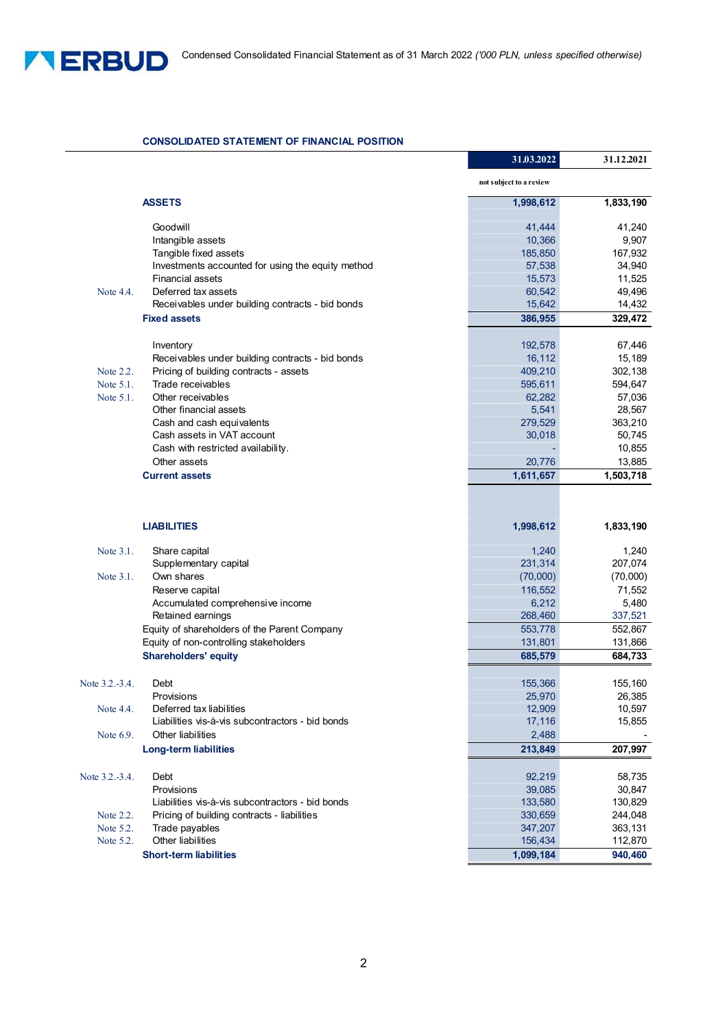## CONSOLIDATED STATEMENT OF FINANCIAL POSITION

| | | 31.03.2022 | 31.12.2021 |
|---|---|---|---|
| | | not subject to a review | |
| | **ASSETS** | **1,998,612** | **1,833,190** |
| | Goodwill | 41,444 | 41,240 |
| | Intangible assets | 10,366 | 9,907 |
| | Tangible fixed assets | 185,850 | 167,932 |
| | Investments accounted for using the equity method | 57,538 | 34,940 |
| | Financial assets | 15,573 | 11,525 |
| Note 4.4. | Deferred tax assets | 60,542 | 49,496 |
| | Receivables under building contracts - bid bonds | 15,642 | 14,432 |
| | **Fixed assets** | **386,955** | **329,472** |
| | Inventory | 192,578 | 67,446 |
| | Receivables under building contracts - bid bonds | 16,112 | 15,189 |
| Note 2.2. | Pricing of building contracts - assets | 409,210 | 302,138 |
| Note 5.1. | Trade receivables | 595,611 | 594,647 |
| Note 5.1. | Other receivables | 62,282 | 57,036 |
| | Other financial assets | 5,541 | 28,567 |
| | Cash and cash equivalents | 279,529 | 363,210 |
| | Cash assets in VAT account | 30,018 | 50,745 |
| | Cash with restricted availability. | - | 10,855 |
| | Other assets | 20,776 | 13,885 |
| | **Current assets** | **1,611,657** | **1,503,718** |
| | **LIABILITIES** | **1,998,612** | **1,833,190** |
| Note 3.1. | Share capital | 1,240 | 1,240 |
| | Supplementary capital | 231,314 | 207,074 |
| Note 3.1. | Own shares | (70,000) | (70,000) |
| | Reserve capital | 116,552 | 71,552 |
| | Accumulated comprehensive income | 6,212 | 5,480 |
| | Retained earnings | 268,460 | 337,521 |
| | Equity of shareholders of the Parent Company | 553,778 | 552,867 |
| | Equity of non-controlling stakeholders | 131,801 | 131,866 |
| | **Shareholders' equity** | **685,579** | **684,733** |
| Note 3.2.-3.4. | Debt | 155,366 | 155,160 |
| | Provisions | 25,970 | 26,385 |
| Note 4.4. | Deferred tax liabilities | 12,909 | 10,597 |
| | Liabilities vis-à-vis subcontractors - bid bonds | 17,116 | 15,855 |
| Note 6.9. | Other liabilities | 2,488 | - |
| | **Long-term liabilities** | **213,849** | **207,997** |
| Note 3.2.-3.4. | Debt | 92,219 | 58,735 |
| | Provisions | 39,085 | 30,847 |
| | Liabilities vis-à-vis subcontractors - bid bonds | 133,580 | 130,829 |
| Note 2.2. | Pricing of building contracts - liabilities | 330,659 | 244,048 |
| Note 5.2. | Trade payables | 347,207 | 363,131 |
| Note 5.2. | Other liabilities | 156,434 | 112,870 |
| | **Short-term liabilities** | **1,099,184** | **940,460** |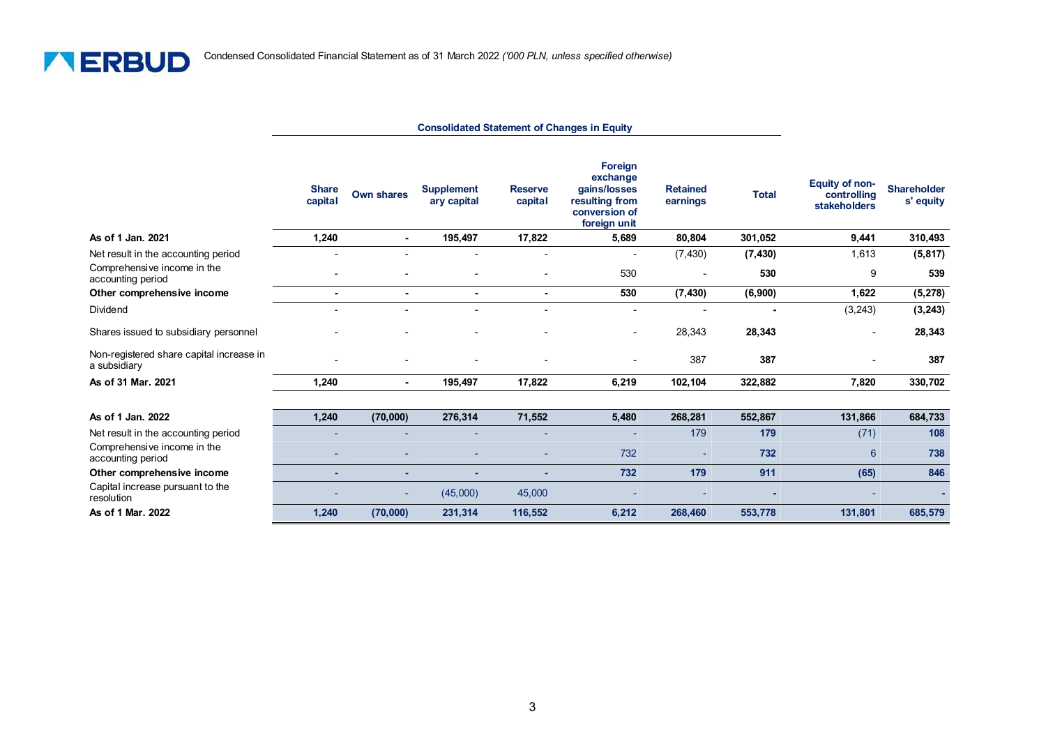## Consolidated Statement of Changes in Equity

| | Share capital | Own shares | Supplementary capital | Reserve capital | Foreign exchange gains/losses resulting from conversion of foreign unit | Retained earnings | Total | Equity of non-controlling stakeholders | Shareholders' equity |
|---|---|---|---|---|---|---|---|---|---|
| **As of 1 Jan. 2021** | **1,240** | **-** | **195,497** | **17,822** | **5,689** | **80,804** | **301,052** | **9,441** | **310,493** |
| Net result in the accounting period | - | - | - | - | - | (7,430) | **(7,430)** | 1,613 | **(5,817)** |
| Comprehensive income in the accounting period | - | - | - | - | 530 | - | **530** | 9 | **539** |
| **Other comprehensive income** | **-** | **-** | **-** | **-** | **530** | **(7,430)** | **(6,900)** | **1,622** | **(5,278)** |
| Dividend | - | - | - | - | - | - | **-** | (3,243) | **(3,243)** |
| Shares issued to subsidiary personnel | - | - | - | - | - | 28,343 | **28,343** | - | **28,343** |
| Non-registered share capital increase in a subsidiary | - | - | - | - | - | 387 | **387** | - | **387** |
| **As of 31 Mar. 2021** | **1,240** | **-** | **195,497** | **17,822** | **6,219** | **102,104** | **322,882** | **7,820** | **330,702** |
| **As of 1 Jan. 2022** | **1,240** | **(70,000)** | **276,314** | **71,552** | **5,480** | **268,281** | **552,867** | **131,866** | **684,733** |
| Net result in the accounting period | - | - | - | - | - | 179 | **179** | (71) | **108** |
| Comprehensive income in the accounting period | - | - | - | - | 732 | - | **732** | 6 | **738** |
| **Other comprehensive income** | **-** | **-** | **-** | **-** | **732** | **179** | **911** | **(65)** | **846** |
| Capital increase pursuant to the resolution | - | - | (45,000) | 45,000 | - | - | **-** | - | **-** |
| **As of 1 Mar. 2022** | **1,240** | **(70,000)** | **231,314** | **116,552** | **6,212** | **268,460** | **553,778** | **131,801** | **685,579** |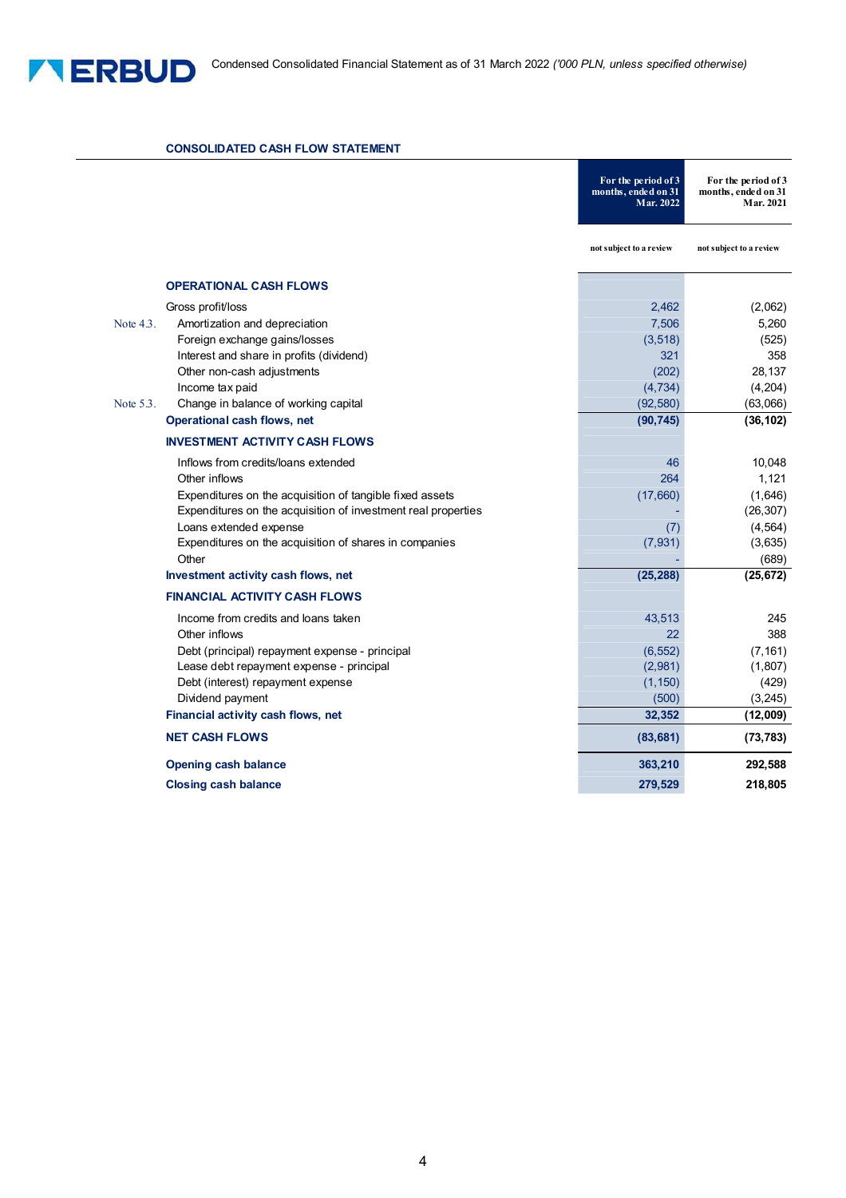## CONSOLIDATED CASH FLOW STATEMENT

| | | For the period of 3 months, ended on 31 Mar. 2022 | For the period of 3 months, ended on 31 Mar. 2021 |
|---|---|---|---|
| | | not subject to a review | not subject to a review |
| | **OPERATIONAL CASH FLOWS** | | |
| | Gross profit/loss | 2,462 | (2,062) |
| Note 4.3. | Amortization and depreciation | 7,506 | 5,260 |
| | Foreign exchange gains/losses | (3,518) | (525) |
| | Interest and share in profits (dividend) | 321 | 358 |
| | Other non-cash adjustments | (202) | 28,137 |
| | Income tax paid | (4,734) | (4,204) |
| Note 5.3. | Change in balance of working capital | (92,580) | (63,066) |
| | **Operational cash flows, net** | **(90,745)** | **(36,102)** |
| | **INVESTMENT ACTIVITY CASH FLOWS** | | |
| | Inflows from credits/loans extended | 46 | 10,048 |
| | Other inflows | 264 | 1,121 |
| | Expenditures on the acquisition of tangible fixed assets | (17,660) | (1,646) |
| | Expenditures on the acquisition of investment real properties | - | (26,307) |
| | Loans extended expense | (7) | (4,564) |
| | Expenditures on the acquisition of shares in companies | (7,931) | (3,635) |
| | Other | - | (689) |
| | **Investment activity cash flows, net** | **(25,288)** | **(25,672)** |
| | **FINANCIAL ACTIVITY CASH FLOWS** | | |
| | Income from credits and loans taken | 43,513 | 245 |
| | Other inflows | 22 | 388 |
| | Debt (principal) repayment expense - principal | (6,552) | (7,161) |
| | Lease debt repayment expense - principal | (2,981) | (1,807) |
| | Debt (interest) repayment expense | (1,150) | (429) |
| | Dividend payment | (500) | (3,245) |
| | **Financial activity cash flows, net** | **32,352** | **(12,009)** |
| | **NET CASH FLOWS** | **(83,681)** | **(73,783)** |
| | **Opening cash balance** | **363,210** | **292,588** |
| | **Closing cash balance** | **279,529** | **218,805** |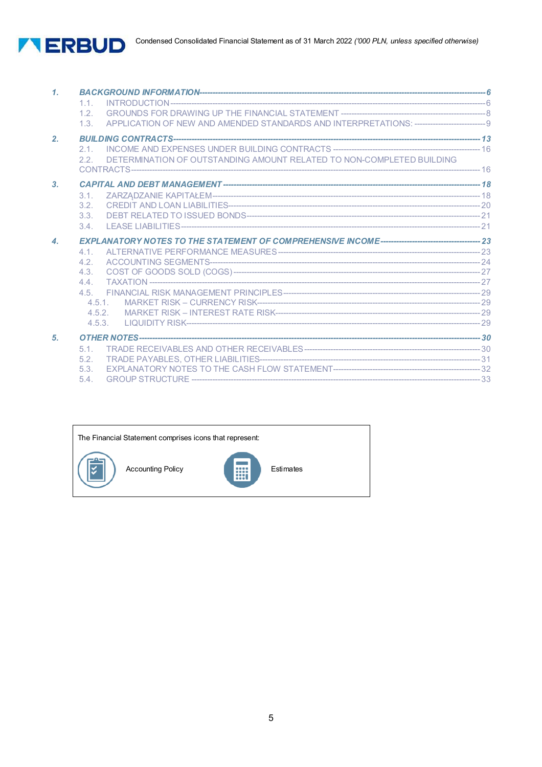1. *BACKGROUND INFORMATION* ---------- 6
   - 1.1. INTRODUCTION ---------- 6
   - 1.2. GROUNDS FOR DRAWING UP THE FINANCIAL STATEMENT ---------- 8
   - 1.3. APPLICATION OF NEW AND AMENDED STANDARDS AND INTERPRETATIONS: ---------- 9
2. *BUILDING CONTRACTS* ---------- 13
   - 2.1. INCOME AND EXPENSES UNDER BUILDING CONTRACTS ---------- 16
   - 2.2. DETERMINATION OF OUTSTANDING AMOUNT RELATED TO NON-COMPLETED BUILDING CONTRACTS ---------- 16
3. *CAPITAL AND DEBT MANAGEMENT* ---------- 18
   - 3.1. ZARZĄDZANIE KAPITAŁEM ---------- 18
   - 3.2. CREDIT AND LOAN LIABILITIES ---------- 20
   - 3.3. DEBT RELATED TO ISSUED BONDS ---------- 21
   - 3.4. LEASE LIABILITIES ---------- 21
4. *EXPLANATORY NOTES TO THE STATEMENT OF COMPREHENSIVE INCOME* ---------- 23
   - 4.1. ALTERNATIVE PERFORMANCE MEASURES ---------- 23
   - 4.2. ACCOUNTING SEGMENTS ---------- 24
   - 4.3. COST OF GOODS SOLD (COGS) ---------- 27
   - 4.4. TAXATION ---------- 27
   - 4.5. FINANCIAL RISK MANAGEMENT PRINCIPLES ---------- 29
     - 4.5.1. MARKET RISK – CURRENCY RISK ---------- 29
     - 4.5.2. MARKET RISK – INTEREST RATE RISK ---------- 29
     - 4.5.3. LIQUIDITY RISK ---------- 29
5. *OTHER NOTES* ---------- 30
   - 5.1. TRADE RECEIVABLES AND OTHER RECEIVABLES ---------- 30
   - 5.2. TRADE PAYABLES, OTHER LIABILITIES ---------- 31
   - 5.3. EXPLANATORY NOTES TO THE CASH FLOW STATEMENT ---------- 32
   - 5.4. GROUP STRUCTURE ---------- 33

The Financial Statement comprises icons that represent:

Accounting Policy

Estimates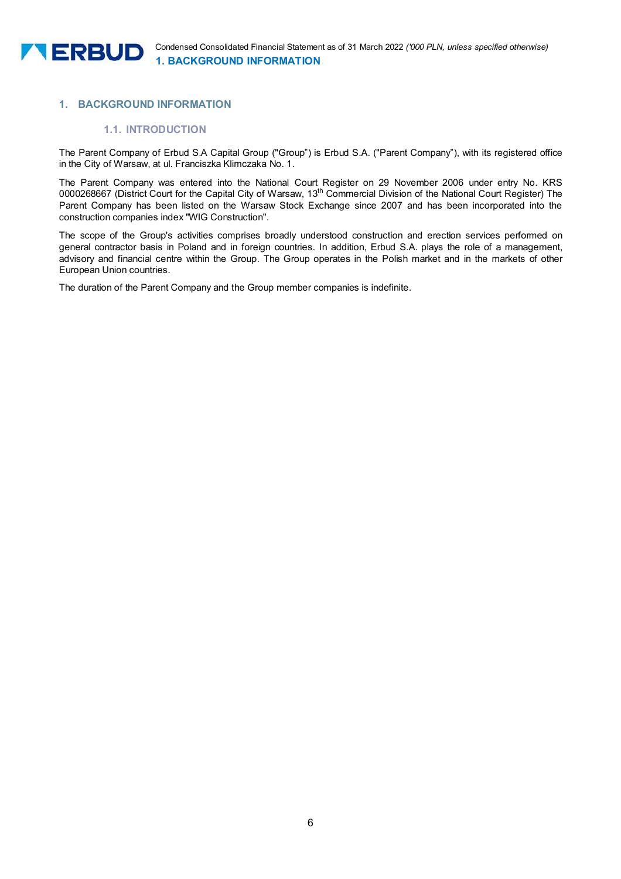# 1. BACKGROUND INFORMATION

## 1.1. INTRODUCTION

The Parent Company of Erbud S.A Capital Group ("Group") is Erbud S.A. ("Parent Company"), with its registered office in the City of Warsaw, at ul. Franciszka Klimczaka No. 1.

The Parent Company was entered into the National Court Register on 29 November 2006 under entry No. KRS 0000268667 (District Court for the Capital City of Warsaw, 13th Commercial Division of the National Court Register) The Parent Company has been listed on the Warsaw Stock Exchange since 2007 and has been incorporated into the construction companies index "WIG Construction".

The scope of the Group's activities comprises broadly understood construction and erection services performed on general contractor basis in Poland and in foreign countries. In addition, Erbud S.A. plays the role of a management, advisory and financial centre within the Group. The Group operates in the Polish market and in the markets of other European Union countries.

The duration of the Parent Company and the Group member companies is indefinite.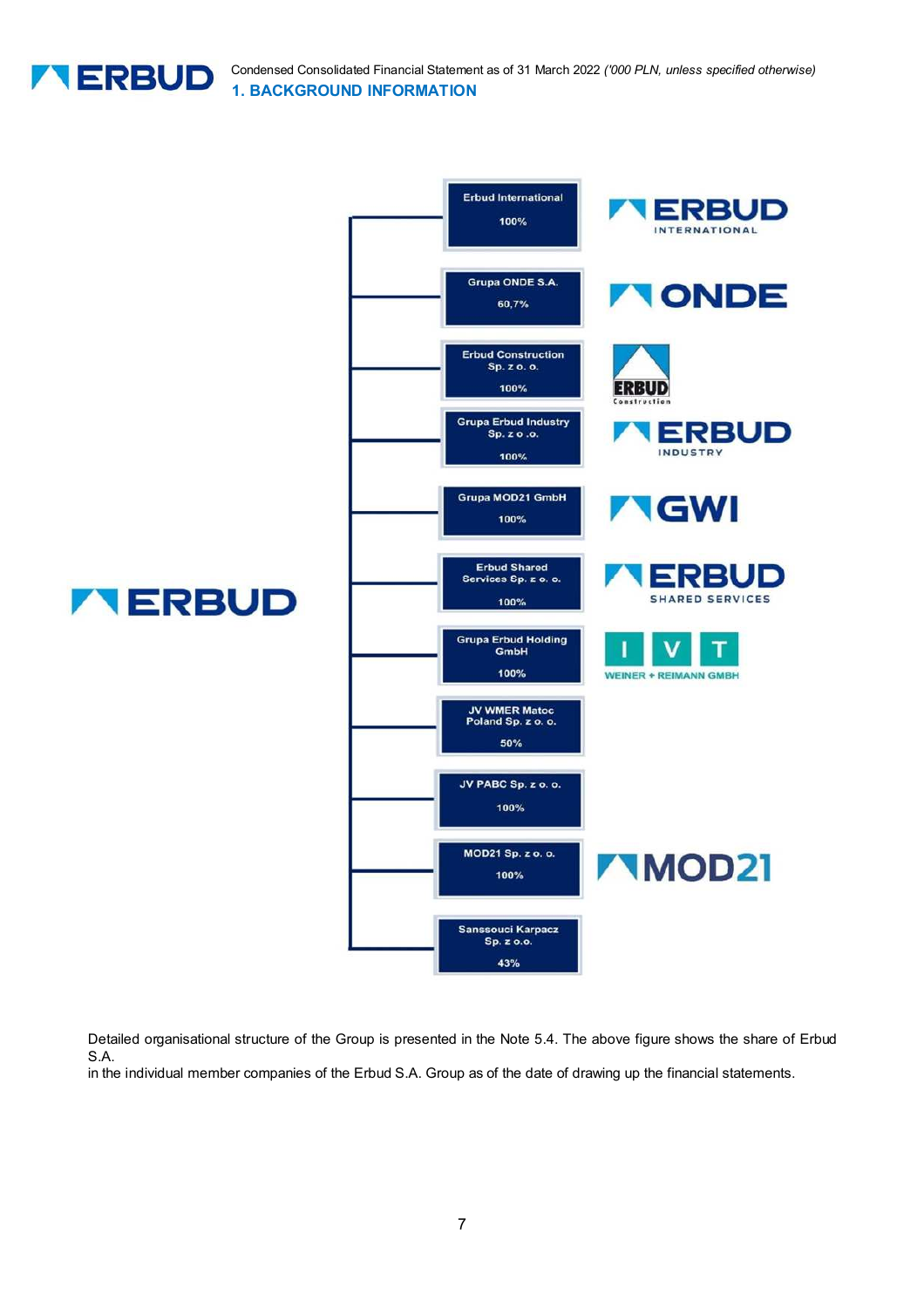## 1. BACKGROUND INFORMATION

ERBUD

Erbud International
100%

Grupa ONDE S.A.
60,7%

Erbud Construction Sp. z o. o.
100%

Grupa Erbud Industry Sp. z o .o.
100%

Grupa MOD21 GmbH
100%

Erbud Shared Services Sp. z o. o.
100%

Grupa Erbud Holding GmbH
100%

JV WMER Matoc Poland Sp. z o. o.
50%

JV PABC Sp. z o. o.
100%

MOD21 Sp. z o. o.
100%

Sanssouci Karpacz Sp. z o.o.
43%

Detailed organisational structure of the Group is presented in the Note 5.4. The above figure shows the share of Erbud S.A.
in the individual member companies of the Erbud S.A. Group as of the date of drawing up the financial statements.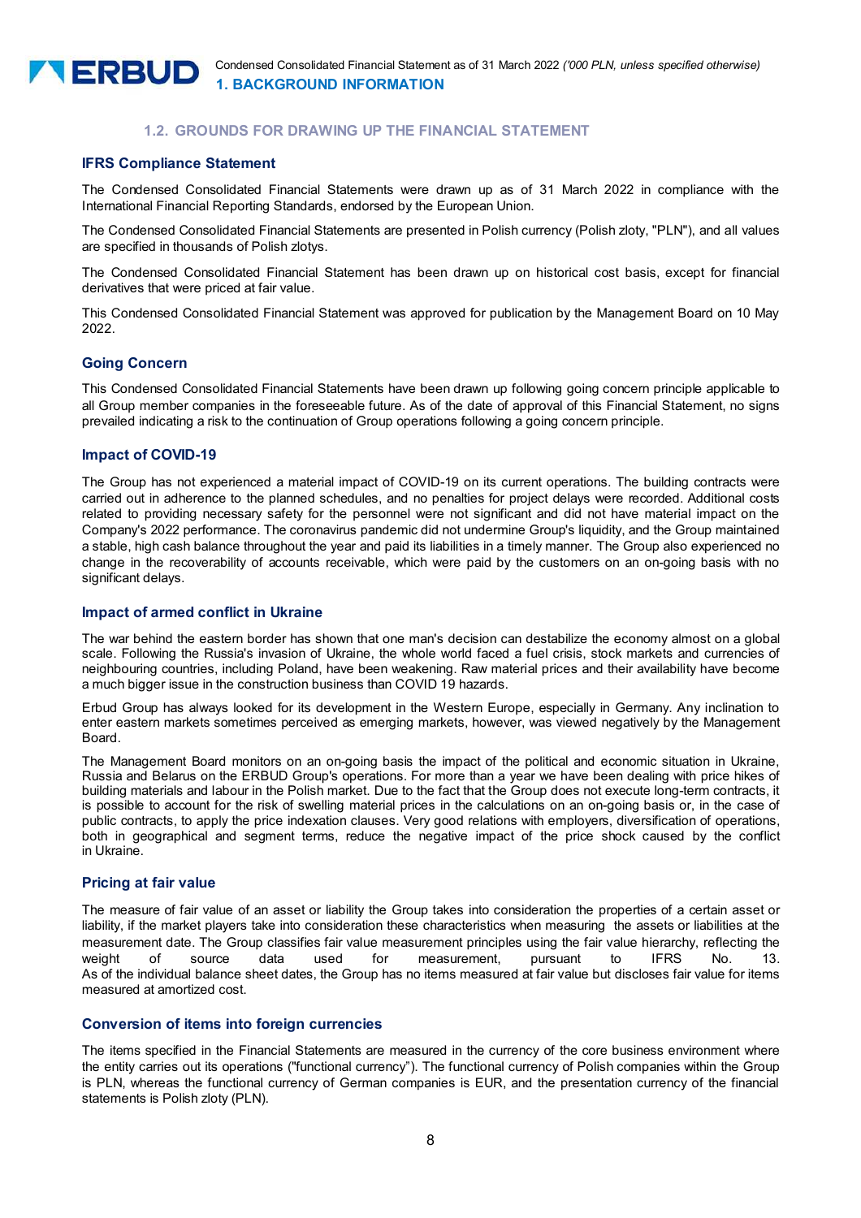### 1.2. GROUNDS FOR DRAWING UP THE FINANCIAL STATEMENT

#### IFRS Compliance Statement

The Condensed Consolidated Financial Statements were drawn up as of 31 March 2022 in compliance with the International Financial Reporting Standards, endorsed by the European Union.

The Condensed Consolidated Financial Statements are presented in Polish currency (Polish zloty, "PLN"), and all values are specified in thousands of Polish zlotys.

The Condensed Consolidated Financial Statement has been drawn up on historical cost basis, except for financial derivatives that were priced at fair value.

This Condensed Consolidated Financial Statement was approved for publication by the Management Board on 10 May 2022.

#### Going Concern

This Condensed Consolidated Financial Statements have been drawn up following going concern principle applicable to all Group member companies in the foreseeable future. As of the date of approval of this Financial Statement, no signs prevailed indicating a risk to the continuation of Group operations following a going concern principle.

#### Impact of COVID-19

The Group has not experienced a material impact of COVID-19 on its current operations. The building contracts were carried out in adherence to the planned schedules, and no penalties for project delays were recorded. Additional costs related to providing necessary safety for the personnel were not significant and did not have material impact on the Company's 2022 performance. The coronavirus pandemic did not undermine Group's liquidity, and the Group maintained a stable, high cash balance throughout the year and paid its liabilities in a timely manner. The Group also experienced no change in the recoverability of accounts receivable, which were paid by the customers on an on-going basis with no significant delays.

#### Impact of armed conflict in Ukraine

The war behind the eastern border has shown that one man's decision can destabilize the economy almost on a global scale. Following the Russia's invasion of Ukraine, the whole world faced a fuel crisis, stock markets and currencies of neighbouring countries, including Poland, have been weakening. Raw material prices and their availability have become a much bigger issue in the construction business than COVID 19 hazards.

Erbud Group has always looked for its development in the Western Europe, especially in Germany. Any inclination to enter eastern markets sometimes perceived as emerging markets, however, was viewed negatively by the Management Board.

The Management Board monitors on an on-going basis the impact of the political and economic situation in Ukraine, Russia and Belarus on the ERBUD Group's operations. For more than a year we have been dealing with price hikes of building materials and labour in the Polish market. Due to the fact that the Group does not execute long-term contracts, it is possible to account for the risk of swelling material prices in the calculations on an on-going basis or, in the case of public contracts, to apply the price indexation clauses. Very good relations with employers, diversification of operations, both in geographical and segment terms, reduce the negative impact of the price shock caused by the conflict in Ukraine.

#### Pricing at fair value

The measure of fair value of an asset or liability the Group takes into consideration the properties of a certain asset or liability, if the market players take into consideration these characteristics when measuring the assets or liabilities at the measurement date. The Group classifies fair value measurement principles using the fair value hierarchy, reflecting the weight of source data used for measurement, pursuant to IFRS No. 13. As of the individual balance sheet dates, the Group has no items measured at fair value but discloses fair value for items measured at amortized cost.

#### Conversion of items into foreign currencies

The items specified in the Financial Statements are measured in the currency of the core business environment where the entity carries out its operations ("functional currency"). The functional currency of Polish companies within the Group is PLN, whereas the functional currency of German companies is EUR, and the presentation currency of the financial statements is Polish zloty (PLN).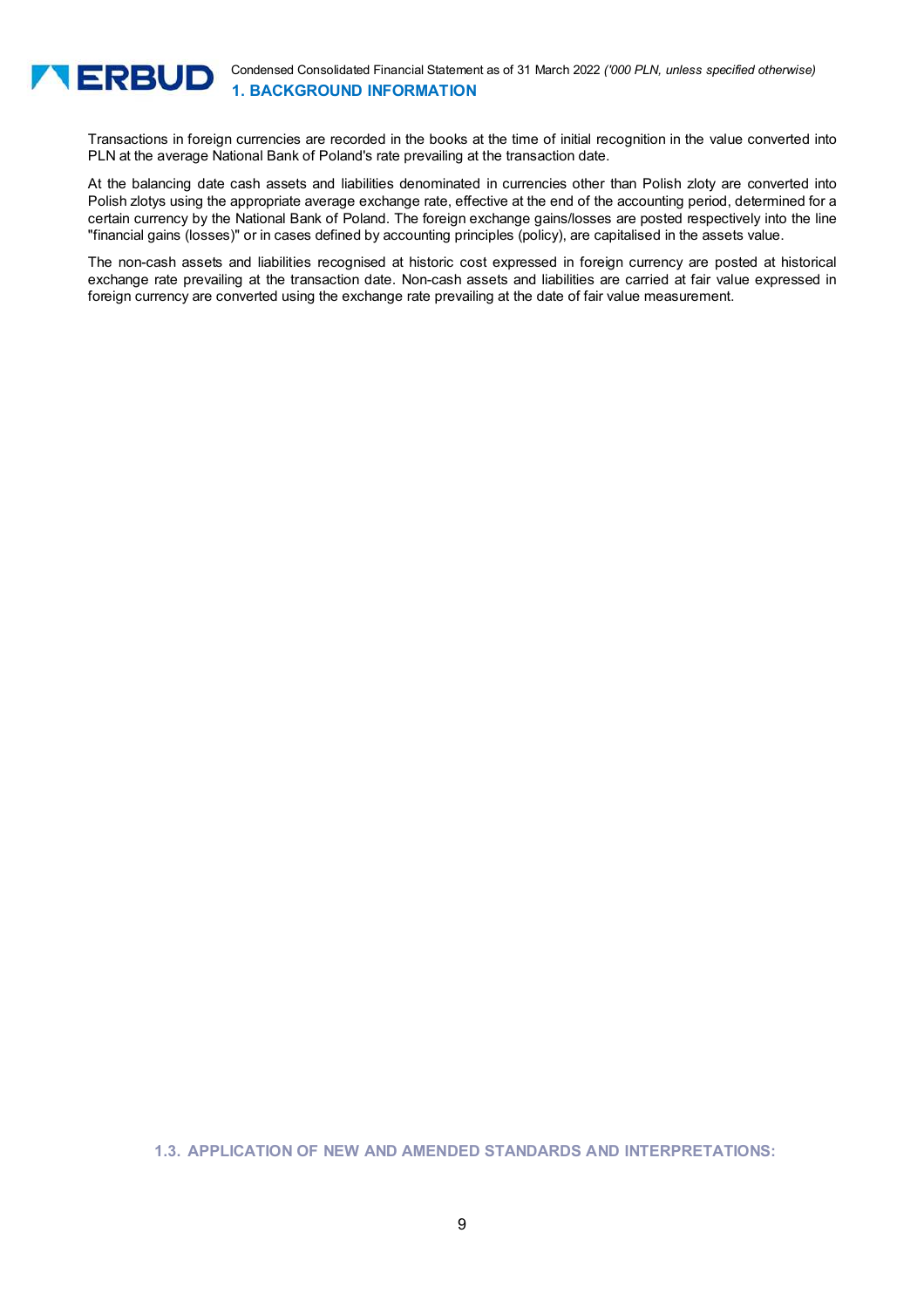Transactions in foreign currencies are recorded in the books at the time of initial recognition in the value converted into PLN at the average National Bank of Poland's rate prevailing at the transaction date.

At the balancing date cash assets and liabilities denominated in currencies other than Polish zloty are converted into Polish zlotys using the appropriate average exchange rate, effective at the end of the accounting period, determined for a certain currency by the National Bank of Poland. The foreign exchange gains/losses are posted respectively into the line "financial gains (losses)" or in cases defined by accounting principles (policy), are capitalised in the assets value.

The non-cash assets and liabilities recognised at historic cost expressed in foreign currency are posted at historical exchange rate prevailing at the transaction date. Non-cash assets and liabilities are carried at fair value expressed in foreign currency are converted using the exchange rate prevailing at the date of fair value measurement.

### 1.3. APPLICATION OF NEW AND AMENDED STANDARDS AND INTERPRETATIONS: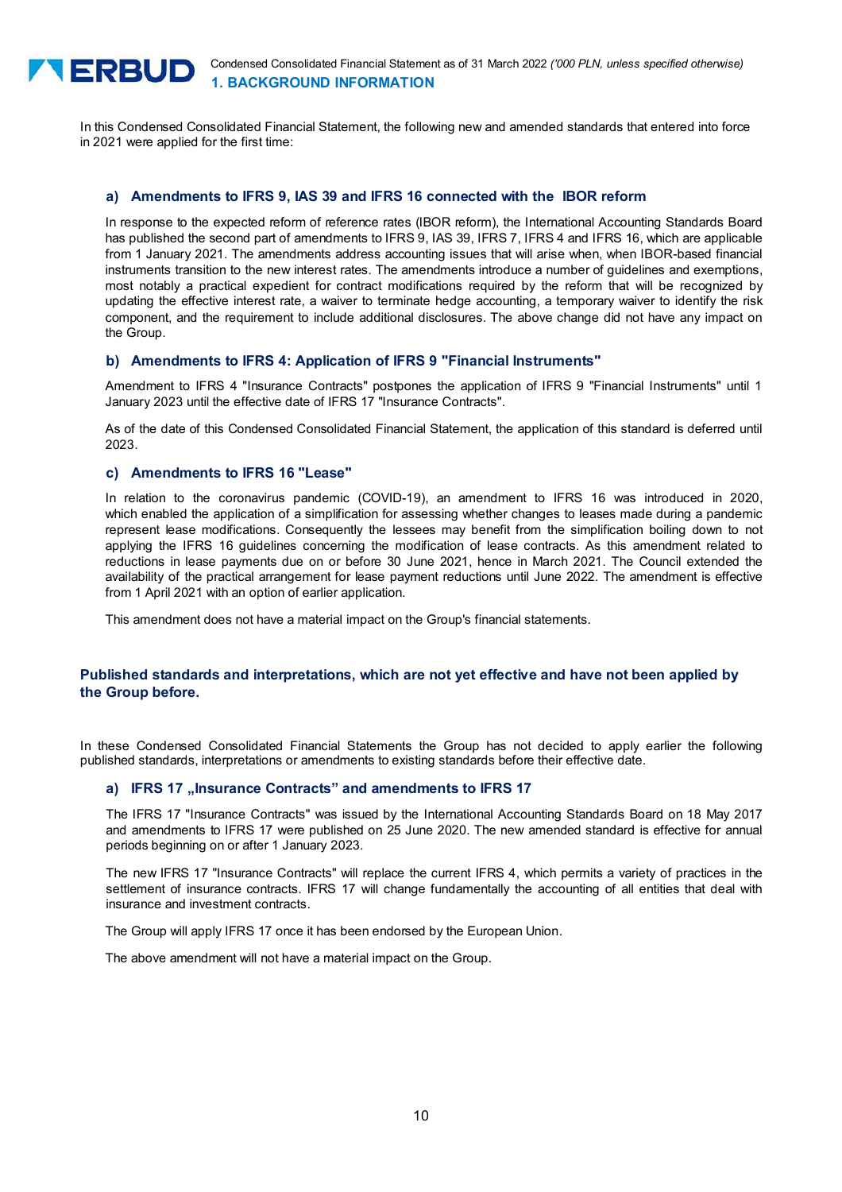In this Condensed Consolidated Financial Statement, the following new and amended standards that entered into force in 2021 were applied for the first time:

### a) Amendments to IFRS 9, IAS 39 and IFRS 16 connected with the IBOR reform

In response to the expected reform of reference rates (IBOR reform), the International Accounting Standards Board has published the second part of amendments to IFRS 9, IAS 39, IFRS 7, IFRS 4 and IFRS 16, which are applicable from 1 January 2021. The amendments address accounting issues that will arise when, when IBOR-based financial instruments transition to the new interest rates. The amendments introduce a number of guidelines and exemptions, most notably a practical expedient for contract modifications required by the reform that will be recognized by updating the effective interest rate, a waiver to terminate hedge accounting, a temporary waiver to identify the risk component, and the requirement to include additional disclosures. The above change did not have any impact on the Group.

### b) Amendments to IFRS 4: Application of IFRS 9 "Financial Instruments"

Amendment to IFRS 4 "Insurance Contracts" postpones the application of IFRS 9 "Financial Instruments" until 1 January 2023 until the effective date of IFRS 17 "Insurance Contracts".

As of the date of this Condensed Consolidated Financial Statement, the application of this standard is deferred until 2023.

### c) Amendments to IFRS 16 "Lease"

In relation to the coronavirus pandemic (COVID-19), an amendment to IFRS 16 was introduced in 2020, which enabled the application of a simplification for assessing whether changes to leases made during a pandemic represent lease modifications. Consequently the lessees may benefit from the simplification boiling down to not applying the IFRS 16 guidelines concerning the modification of lease contracts. As this amendment related to reductions in lease payments due on or before 30 June 2021, hence in March 2021. The Council extended the availability of the practical arrangement for lease payment reductions until June 2022. The amendment is effective from 1 April 2021 with an option of earlier application.

This amendment does not have a material impact on the Group's financial statements.

## Published standards and interpretations, which are not yet effective and have not been applied by the Group before.

In these Condensed Consolidated Financial Statements the Group has not decided to apply earlier the following published standards, interpretations or amendments to existing standards before their effective date.

### a) IFRS 17 „Insurance Contracts" and amendments to IFRS 17

The IFRS 17 "Insurance Contracts" was issued by the International Accounting Standards Board on 18 May 2017 and amendments to IFRS 17 were published on 25 June 2020. The new amended standard is effective for annual periods beginning on or after 1 January 2023.

The new IFRS 17 "Insurance Contracts" will replace the current IFRS 4, which permits a variety of practices in the settlement of insurance contracts. IFRS 17 will change fundamentally the accounting of all entities that deal with insurance and investment contracts.

The Group will apply IFRS 17 once it has been endorsed by the European Union.

The above amendment will not have a material impact on the Group.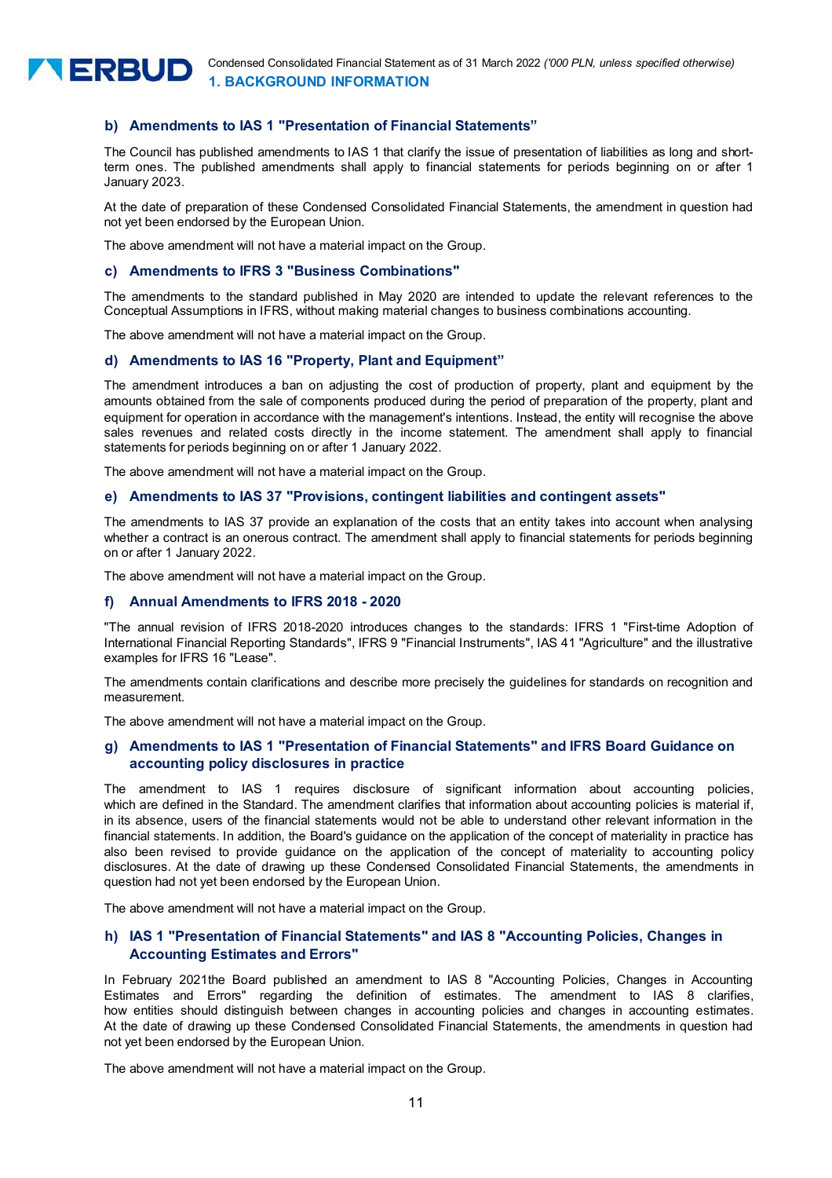### b) Amendments to IAS 1 "Presentation of Financial Statements"

The Council has published amendments to IAS 1 that clarify the issue of presentation of liabilities as long and short-term ones. The published amendments shall apply to financial statements for periods beginning on or after 1 January 2023.

At the date of preparation of these Condensed Consolidated Financial Statements, the amendment in question had not yet been endorsed by the European Union.

The above amendment will not have a material impact on the Group.

### c) Amendments to IFRS 3 "Business Combinations"

The amendments to the standard published in May 2020 are intended to update the relevant references to the Conceptual Assumptions in IFRS, without making material changes to business combinations accounting.

The above amendment will not have a material impact on the Group.

### d) Amendments to IAS 16 "Property, Plant and Equipment"

The amendment introduces a ban on adjusting the cost of production of property, plant and equipment by the amounts obtained from the sale of components produced during the period of preparation of the property, plant and equipment for operation in accordance with the management's intentions. Instead, the entity will recognise the above sales revenues and related costs directly in the income statement. The amendment shall apply to financial statements for periods beginning on or after 1 January 2022.

The above amendment will not have a material impact on the Group.

### e) Amendments to IAS 37 "Provisions, contingent liabilities and contingent assets"

The amendments to IAS 37 provide an explanation of the costs that an entity takes into account when analysing whether a contract is an onerous contract. The amendment shall apply to financial statements for periods beginning on or after 1 January 2022.

The above amendment will not have a material impact on the Group.

### f) Annual Amendments to IFRS 2018 - 2020

"The annual revision of IFRS 2018-2020 introduces changes to the standards: IFRS 1 "First-time Adoption of International Financial Reporting Standards", IFRS 9 "Financial Instruments", IAS 41 "Agriculture" and the illustrative examples for IFRS 16 "Lease".

The amendments contain clarifications and describe more precisely the guidelines for standards on recognition and measurement.

The above amendment will not have a material impact on the Group.

### g) Amendments to IAS 1 "Presentation of Financial Statements" and IFRS Board Guidance on accounting policy disclosures in practice

The amendment to IAS 1 requires disclosure of significant information about accounting policies, which are defined in the Standard. The amendment clarifies that information about accounting policies is material if, in its absence, users of the financial statements would not be able to understand other relevant information in the financial statements. In addition, the Board's guidance on the application of the concept of materiality in practice has also been revised to provide guidance on the application of the concept of materiality to accounting policy disclosures. At the date of drawing up these Condensed Consolidated Financial Statements, the amendments in question had not yet been endorsed by the European Union.

The above amendment will not have a material impact on the Group.

### h) IAS 1 "Presentation of Financial Statements" and IAS 8 "Accounting Policies, Changes in Accounting Estimates and Errors"

In February 2021the Board published an amendment to IAS 8 "Accounting Policies, Changes in Accounting Estimates and Errors" regarding the definition of estimates. The amendment to IAS 8 clarifies, how entities should distinguish between changes in accounting policies and changes in accounting estimates. At the date of drawing up these Condensed Consolidated Financial Statements, the amendments in question had not yet been endorsed by the European Union.

The above amendment will not have a material impact on the Group.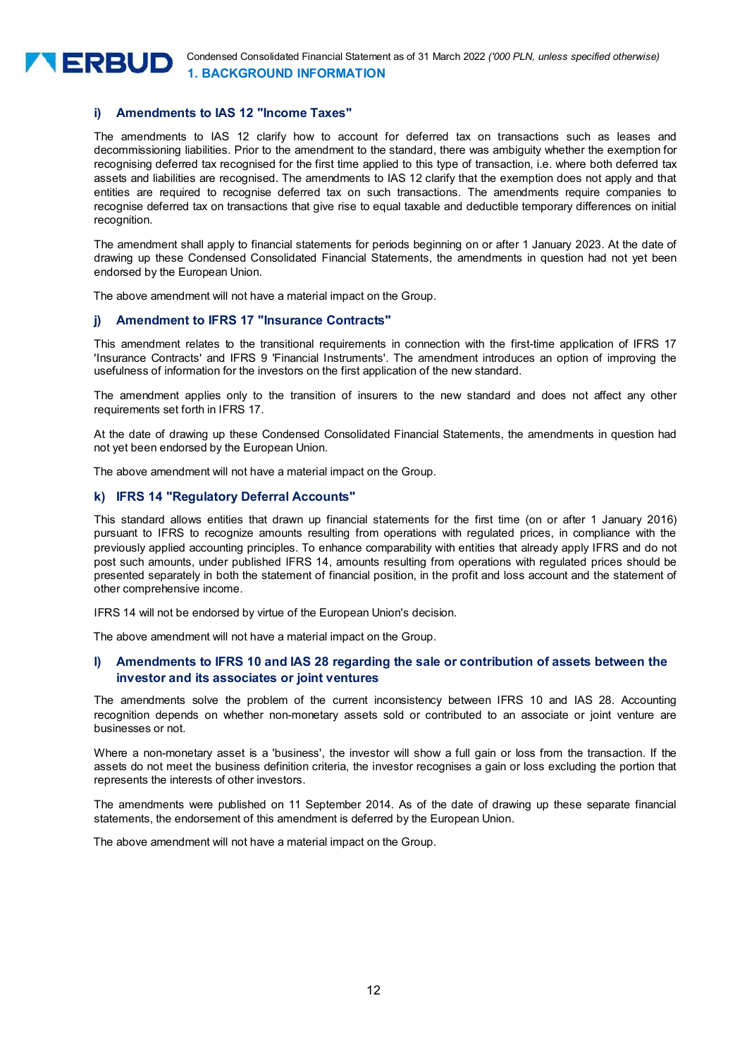### i) Amendments to IAS 12 "Income Taxes"

The amendments to IAS 12 clarify how to account for deferred tax on transactions such as leases and decommissioning liabilities. Prior to the amendment to the standard, there was ambiguity whether the exemption for recognising deferred tax recognised for the first time applied to this type of transaction, i.e. where both deferred tax assets and liabilities are recognised. The amendments to IAS 12 clarify that the exemption does not apply and that entities are required to recognise deferred tax on such transactions. The amendments require companies to recognise deferred tax on transactions that give rise to equal taxable and deductible temporary differences on initial recognition.

The amendment shall apply to financial statements for periods beginning on or after 1 January 2023. At the date of drawing up these Condensed Consolidated Financial Statements, the amendments in question had not yet been endorsed by the European Union.

The above amendment will not have a material impact on the Group.

### j) Amendment to IFRS 17 "Insurance Contracts"

This amendment relates to the transitional requirements in connection with the first-time application of IFRS 17 'Insurance Contracts' and IFRS 9 'Financial Instruments'. The amendment introduces an option of improving the usefulness of information for the investors on the first application of the new standard.

The amendment applies only to the transition of insurers to the new standard and does not affect any other requirements set forth in IFRS 17.

At the date of drawing up these Condensed Consolidated Financial Statements, the amendments in question had not yet been endorsed by the European Union.

The above amendment will not have a material impact on the Group.

### k) IFRS 14 "Regulatory Deferral Accounts"

This standard allows entities that drawn up financial statements for the first time (on or after 1 January 2016) pursuant to IFRS to recognize amounts resulting from operations with regulated prices, in compliance with the previously applied accounting principles. To enhance comparability with entities that already apply IFRS and do not post such amounts, under published IFRS 14, amounts resulting from operations with regulated prices should be presented separately in both the statement of financial position, in the profit and loss account and the statement of other comprehensive income.

IFRS 14 will not be endorsed by virtue of the European Union's decision.

The above amendment will not have a material impact on the Group.

### l) Amendments to IFRS 10 and IAS 28 regarding the sale or contribution of assets between the investor and its associates or joint ventures

The amendments solve the problem of the current inconsistency between IFRS 10 and IAS 28. Accounting recognition depends on whether non-monetary assets sold or contributed to an associate or joint venture are businesses or not.

Where a non-monetary asset is a 'business', the investor will show a full gain or loss from the transaction. If the assets do not meet the business definition criteria, the investor recognises a gain or loss excluding the portion that represents the interests of other investors.

The amendments were published on 11 September 2014. As of the date of drawing up these separate financial statements, the endorsement of this amendment is deferred by the European Union.

The above amendment will not have a material impact on the Group.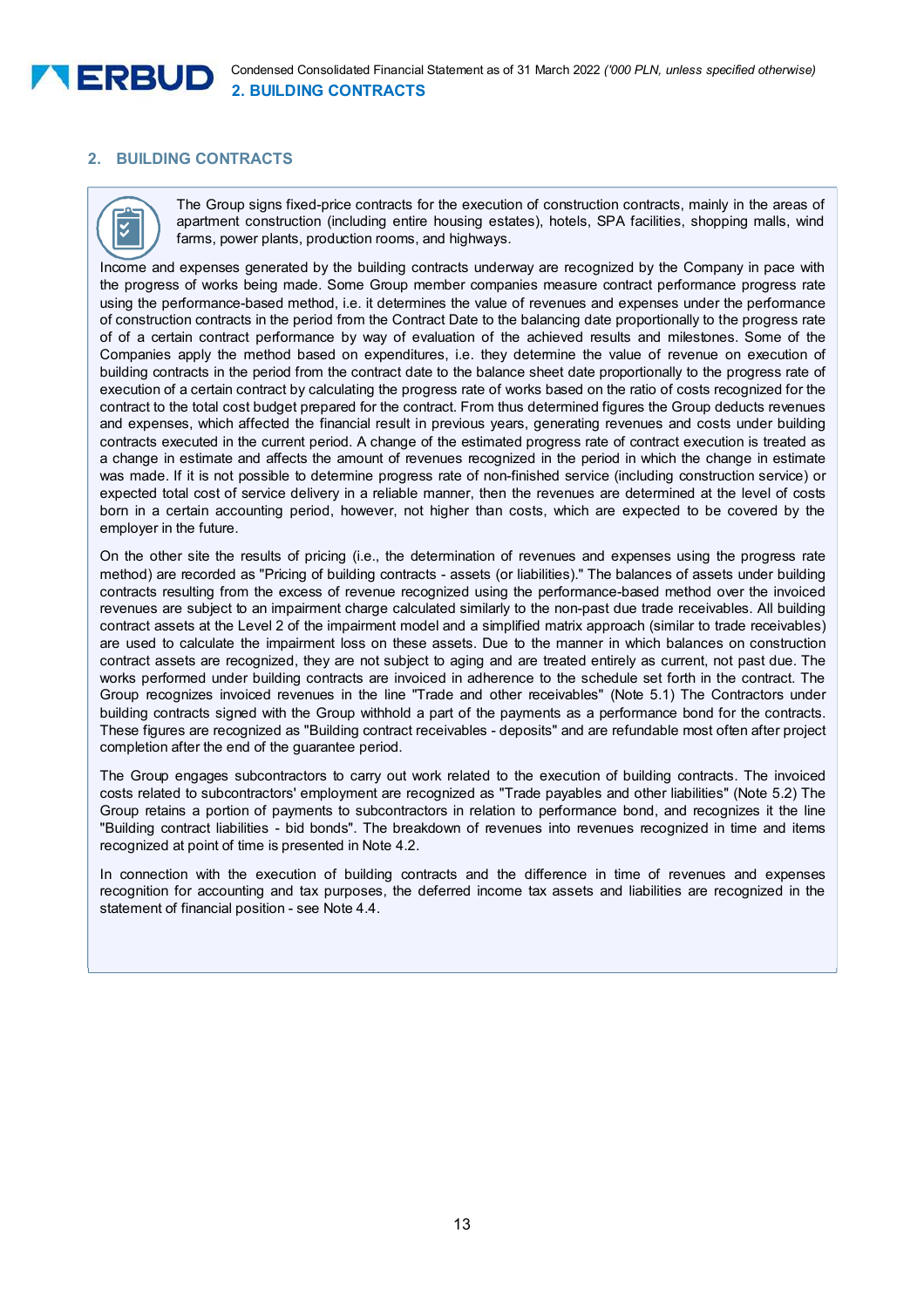## 2. BUILDING CONTRACTS

The Group signs fixed-price contracts for the execution of construction contracts, mainly in the areas of apartment construction (including entire housing estates), hotels, SPA facilities, shopping malls, wind farms, power plants, production rooms, and highways.

Income and expenses generated by the building contracts underway are recognized by the Company in pace with the progress of works being made. Some Group member companies measure contract performance progress rate using the performance-based method, i.e. it determines the value of revenues and expenses under the performance of construction contracts in the period from the Contract Date to the balancing date proportionally to the progress rate of of a certain contract performance by way of evaluation of the achieved results and milestones. Some of the Companies apply the method based on expenditures, i.e. they determine the value of revenue on execution of building contracts in the period from the contract date to the balance sheet date proportionally to the progress rate of execution of a certain contract by calculating the progress rate of works based on the ratio of costs recognized for the contract to the total cost budget prepared for the contract. From thus determined figures the Group deducts revenues and expenses, which affected the financial result in previous years, generating revenues and costs under building contracts executed in the current period. A change of the estimated progress rate of contract execution is treated as a change in estimate and affects the amount of revenues recognized in the period in which the change in estimate was made. If it is not possible to determine progress rate of non-finished service (including construction service) or expected total cost of service delivery in a reliable manner, then the revenues are determined at the level of costs born in a certain accounting period, however, not higher than costs, which are expected to be covered by the employer in the future.

On the other site the results of pricing (i.e., the determination of revenues and expenses using the progress rate method) are recorded as "Pricing of building contracts - assets (or liabilities)." The balances of assets under building contracts resulting from the excess of revenue recognized using the performance-based method over the invoiced revenues are subject to an impairment charge calculated similarly to the non-past due trade receivables. All building contract assets at the Level 2 of the impairment model and a simplified matrix approach (similar to trade receivables) are used to calculate the impairment loss on these assets. Due to the manner in which balances on construction contract assets are recognized, they are not subject to aging and are treated entirely as current, not past due. The works performed under building contracts are invoiced in adherence to the schedule set forth in the contract. The Group recognizes invoiced revenues in the line "Trade and other receivables" (Note 5.1) The Contractors under building contracts signed with the Group withhold a part of the payments as a performance bond for the contracts. These figures are recognized as "Building contract receivables - deposits" and are refundable most often after project completion after the end of the guarantee period.

The Group engages subcontractors to carry out work related to the execution of building contracts. The invoiced costs related to subcontractors' employment are recognized as "Trade payables and other liabilities" (Note 5.2) The Group retains a portion of payments to subcontractors in relation to performance bond, and recognizes it the line "Building contract liabilities - bid bonds". The breakdown of revenues into revenues recognized in time and items recognized at point of time is presented in Note 4.2.

In connection with the execution of building contracts and the difference in time of revenues and expenses recognition for accounting and tax purposes, the deferred income tax assets and liabilities are recognized in the statement of financial position - see Note 4.4.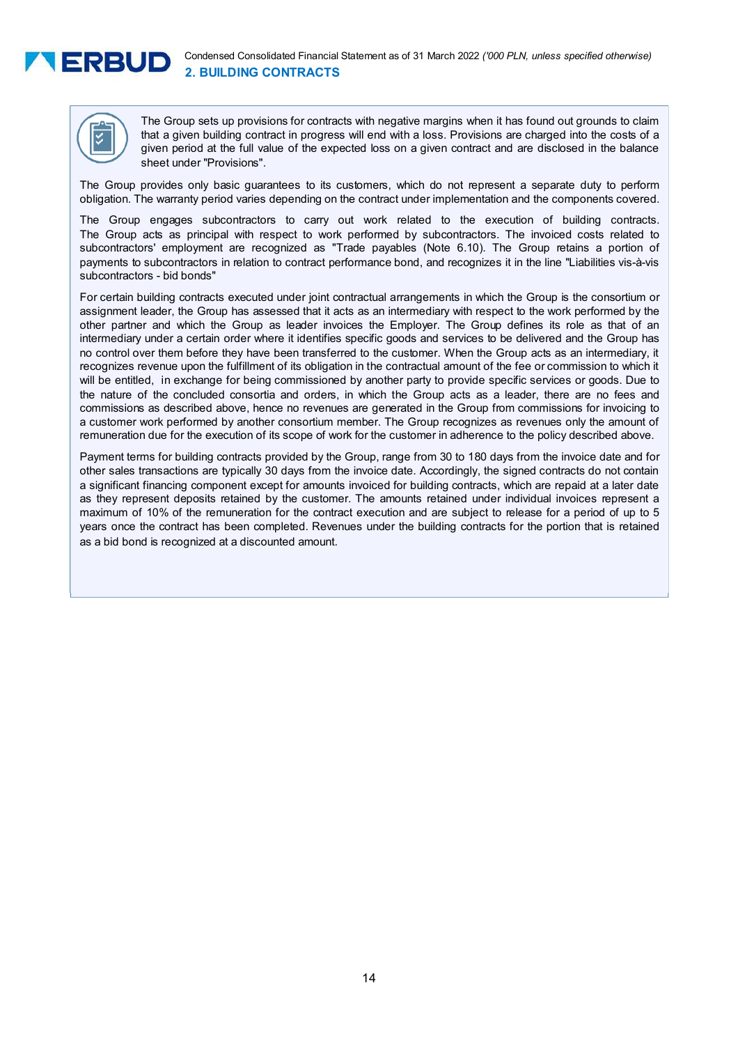The Group sets up provisions for contracts with negative margins when it has found out grounds to claim that a given building contract in progress will end with a loss. Provisions are charged into the costs of a given period at the full value of the expected loss on a given contract and are disclosed in the balance sheet under "Provisions".

The Group provides only basic guarantees to its customers, which do not represent a separate duty to perform obligation. The warranty period varies depending on the contract under implementation and the components covered.

The Group engages subcontractors to carry out work related to the execution of building contracts. The Group acts as principal with respect to work performed by subcontractors. The invoiced costs related to subcontractors' employment are recognized as "Trade payables (Note 6.10). The Group retains a portion of payments to subcontractors in relation to contract performance bond, and recognizes it in the line "Liabilities vis-à-vis subcontractors - bid bonds"

For certain building contracts executed under joint contractual arrangements in which the Group is the consortium or assignment leader, the Group has assessed that it acts as an intermediary with respect to the work performed by the other partner and which the Group as leader invoices the Employer. The Group defines its role as that of an intermediary under a certain order where it identifies specific goods and services to be delivered and the Group has no control over them before they have been transferred to the customer. When the Group acts as an intermediary, it recognizes revenue upon the fulfillment of its obligation in the contractual amount of the fee or commission to which it will be entitled, in exchange for being commissioned by another party to provide specific services or goods. Due to the nature of the concluded consortia and orders, in which the Group acts as a leader, there are no fees and commissions as described above, hence no revenues are generated in the Group from commissions for invoicing to a customer work performed by another consortium member. The Group recognizes as revenues only the amount of remuneration due for the execution of its scope of work for the customer in adherence to the policy described above.

Payment terms for building contracts provided by the Group, range from 30 to 180 days from the invoice date and for other sales transactions are typically 30 days from the invoice date. Accordingly, the signed contracts do not contain a significant financing component except for amounts invoiced for building contracts, which are repaid at a later date as they represent deposits retained by the customer. The amounts retained under individual invoices represent a maximum of 10% of the remuneration for the contract execution and are subject to release for a period of up to 5 years once the contract has been completed. Revenues under the building contracts for the portion that is retained as a bid bond is recognized at a discounted amount.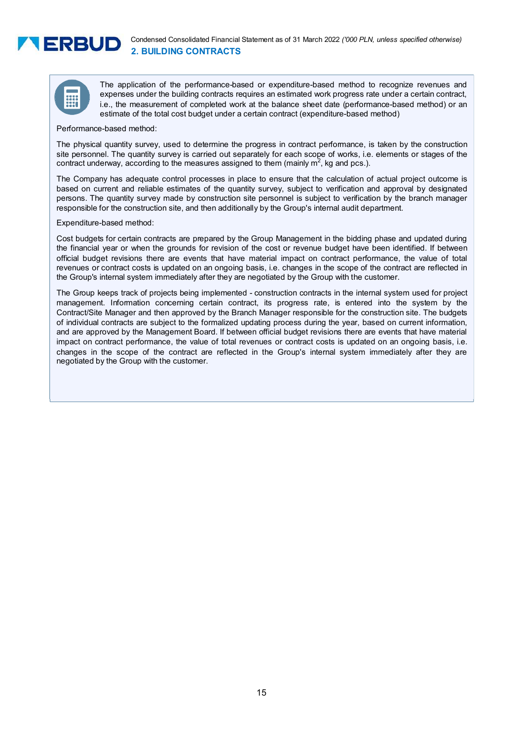The application of the performance-based or expenditure-based method to recognize revenues and expenses under the building contracts requires an estimated work progress rate under a certain contract, i.e., the measurement of completed work at the balance sheet date (performance-based method) or an estimate of the total cost budget under a certain contract (expenditure-based method)

Performance-based method:

The physical quantity survey, used to determine the progress in contract performance, is taken by the construction site personnel. The quantity survey is carried out separately for each scope of works, i.e. elements or stages of the contract underway, according to the measures assigned to them (mainly $m^2$, kg and pcs.).

The Company has adequate control processes in place to ensure that the calculation of actual project outcome is based on current and reliable estimates of the quantity survey, subject to verification and approval by designated persons. The quantity survey made by construction site personnel is subject to verification by the branch manager responsible for the construction site, and then additionally by the Group's internal audit department.

Expenditure-based method:

Cost budgets for certain contracts are prepared by the Group Management in the bidding phase and updated during the financial year or when the grounds for revision of the cost or revenue budget have been identified. If between official budget revisions there are events that have material impact on contract performance, the value of total revenues or contract costs is updated on an ongoing basis, i.e. changes in the scope of the contract are reflected in the Group's internal system immediately after they are negotiated by the Group with the customer.

The Group keeps track of projects being implemented - construction contracts in the internal system used for project management. Information concerning certain contract, its progress rate, is entered into the system by the Contract/Site Manager and then approved by the Branch Manager responsible for the construction site. The budgets of individual contracts are subject to the formalized updating process during the year, based on current information, and are approved by the Management Board. If between official budget revisions there are events that have material impact on contract performance, the value of total revenues or contract costs is updated on an ongoing basis, i.e. changes in the scope of the contract are reflected in the Group's internal system immediately after they are negotiated by the Group with the customer.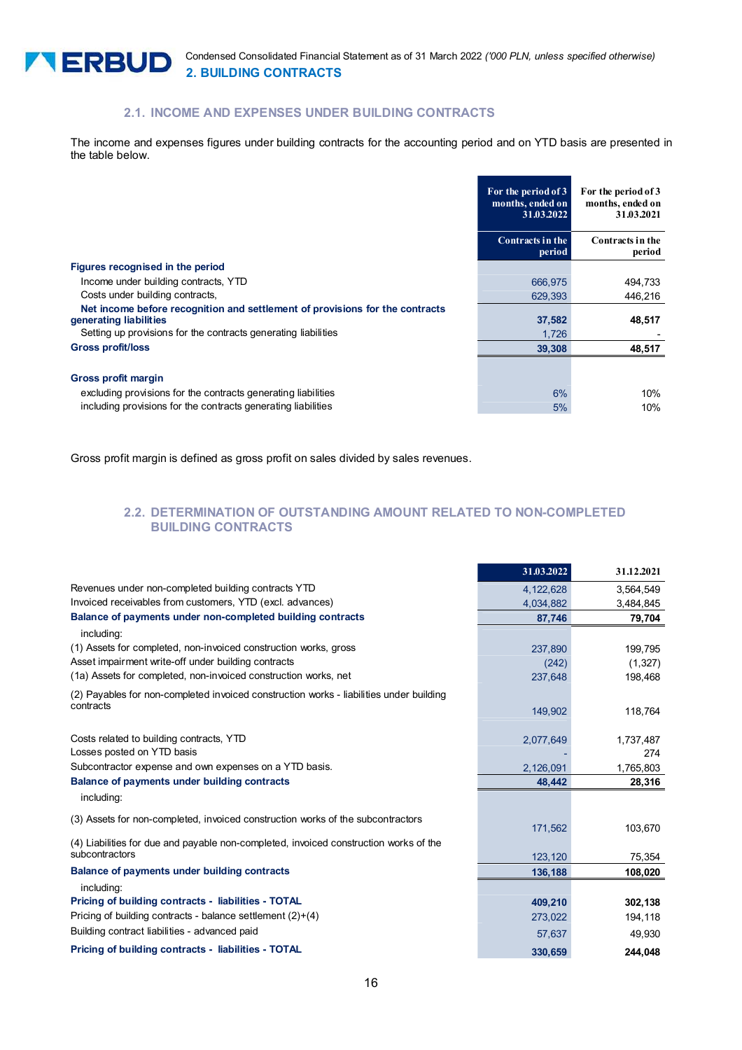## 2. BUILDING CONTRACTS

### 2.1. INCOME AND EXPENSES UNDER BUILDING CONTRACTS

The income and expenses figures under building contracts for the accounting period and on YTD basis are presented in the table below.

| | For the period of 3 months, ended on 31.03.2022 | For the period of 3 months, ended on 31.03.2021 |
|---|---|---|
| | Contracts in the period | Contracts in the period |
| **Figures recognised in the period** | | |
| Income under building contracts, YTD | 666,975 | 494,733 |
| Costs under building contracts, | 629,393 | 446,216 |
| **Net income before recognition and settlement of provisions for the contracts generating liabilities** | **37,582** | **48,517** |
| Setting up provisions for the contracts generating liabilities | 1,726 | - |
| **Gross profit/loss** | **39,308** | **48,517** |
| | | |
| **Gross profit margin** | | |
| excluding provisions for the contracts generating liabilities | 6% | 10% |
| including provisions for the contracts generating liabilities | 5% | 10% |

Gross profit margin is defined as gross profit on sales divided by sales revenues.

### 2.2. DETERMINATION OF OUTSTANDING AMOUNT RELATED TO NON-COMPLETED BUILDING CONTRACTS

| | 31.03.2022 | 31.12.2021 |
|---|---|---|
| Revenues under non-completed building contracts YTD | 4,122,628 | 3,564,549 |
| Invoiced receivables from customers, YTD (excl. advances) | 4,034,882 | 3,484,845 |
| **Balance of payments under non-completed building contracts** | **87,746** | **79,704** |
| including: | | |
| (1) Assets for completed, non-invoiced construction works, gross | 237,890 | 199,795 |
| Asset impairment write-off under building contracts | (242) | (1,327) |
| (1a) Assets for completed, non-invoiced construction works, net | 237,648 | 198,468 |
| (2) Payables for non-completed invoiced construction works - liabilities under building contracts | 149,902 | 118,764 |
| | | |
| Costs related to building contracts, YTD | 2,077,649 | 1,737,487 |
| Losses posted on YTD basis | - | 274 |
| Subcontractor expense and own expenses on a YTD basis. | 2,126,091 | 1,765,803 |
| **Balance of payments under building contracts** | **48,442** | **28,316** |
| including: | | |
| (3) Assets for non-completed, invoiced construction works of the subcontractors | 171,562 | 103,670 |
| (4) Liabilities for due and payable non-completed, invoiced construction works of the subcontractors | 123,120 | 75,354 |
| **Balance of payments under building contracts** | **136,188** | **108,020** |
| including: | | |
| **Pricing of building contracts - liabilities - TOTAL** | **409,210** | **302,138** |
| Pricing of building contracts - balance settlement (2)+(4) | 273,022 | 194,118 |
| Building contract liabilities - advanced paid | 57,637 | 49,930 |
| **Pricing of building contracts - liabilities - TOTAL** | **330,659** | **244,048** |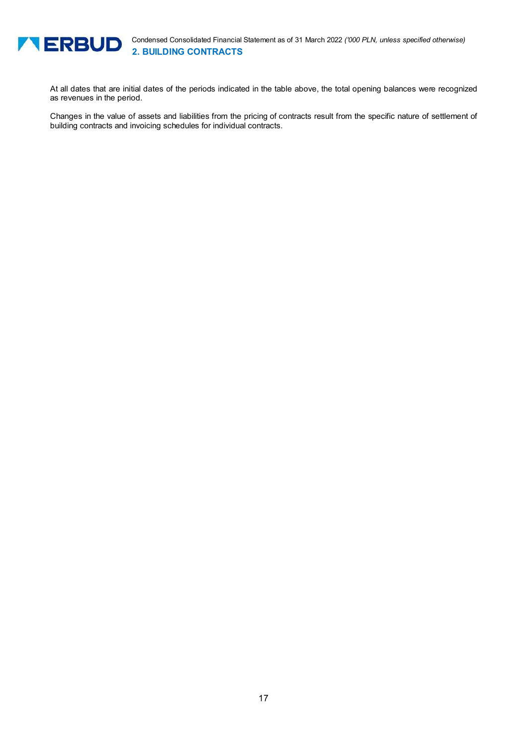At all dates that are initial dates of the periods indicated in the table above, the total opening balances were recognized as revenues in the period.

Changes in the value of assets and liabilities from the pricing of contracts result from the specific nature of settlement of building contracts and invoicing schedules for individual contracts.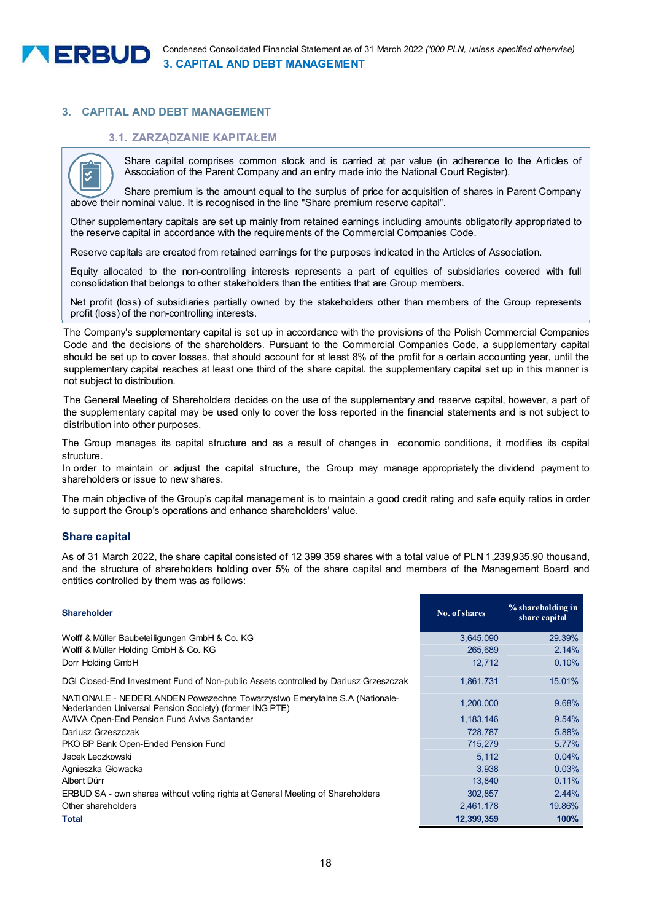# 3. CAPITAL AND DEBT MANAGEMENT

## 3.1. ZARZĄDZANIE KAPITAŁEM

Share capital comprises common stock and is carried at par value (in adherence to the Articles of Association of the Parent Company and an entry made into the National Court Register).

Share premium is the amount equal to the surplus of price for acquisition of shares in Parent Company above their nominal value. It is recognised in the line "Share premium reserve capital".

Other supplementary capitals are set up mainly from retained earnings including amounts obligatorily appropriated to the reserve capital in accordance with the requirements of the Commercial Companies Code.

Reserve capitals are created from retained earnings for the purposes indicated in the Articles of Association.

Equity allocated to the non-controlling interests represents a part of equities of subsidiaries covered with full consolidation that belongs to other stakeholders than the entities that are Group members.

Net profit (loss) of subsidiaries partially owned by the stakeholders other than members of the Group represents profit (loss) of the non-controlling interests.

The Company's supplementary capital is set up in accordance with the provisions of the Polish Commercial Companies Code and the decisions of the shareholders. Pursuant to the Commercial Companies Code, a supplementary capital should be set up to cover losses, that should account for at least 8% of the profit for a certain accounting year, until the supplementary capital reaches at least one third of the share capital. the supplementary capital set up in this manner is not subject to distribution.

The General Meeting of Shareholders decides on the use of the supplementary and reserve capital, however, a part of the supplementary capital may be used only to cover the loss reported in the financial statements and is not subject to distribution into other purposes.

The Group manages its capital structure and as a result of changes in economic conditions, it modifies its capital structure.
In order to maintain or adjust the capital structure, the Group may manage appropriately the dividend payment to shareholders or issue to new shares.

The main objective of the Group's capital management is to maintain a good credit rating and safe equity ratios in order to support the Group's operations and enhance shareholders' value.

### Share capital

As of 31 March 2022, the share capital consisted of 12 399 359 shares with a total value of PLN 1,239,935.90 thousand, and the structure of shareholders holding over 5% of the share capital and members of the Management Board and entities controlled by them was as follows:

| Shareholder | No. of shares | % shareholding in share capital |
|---|---|---|
| Wolff & Müller Baubeteiligungen GmbH & Co. KG | 3,645,090 | 29.39% |
| Wolff & Müller Holding GmbH & Co. KG | 265,689 | 2.14% |
| Dorr Holding GmbH | 12,712 | 0.10% |
| DGI Closed-End Investment Fund of Non-public Assets controlled by Dariusz Grzeszczak | 1,861,731 | 15.01% |
| NATIONALE - NEDERLANDEN Powszechne Towarzystwo Emerytalne S.A (Nationale-Nederlanden Universal Pension Society) (former ING PTE) | 1,200,000 | 9.68% |
| AVIVA Open-End Pension Fund Aviva Santander | 1,183,146 | 9.54% |
| Dariusz Grzeszczak | 728,787 | 5.88% |
| PKO BP Bank Open-Ended Pension Fund | 715,279 | 5.77% |
| Jacek Leczkowski | 5,112 | 0.04% |
| Agnieszka Głowacka | 3,938 | 0.03% |
| Albert Dürr | 13,840 | 0.11% |
| ERBUD SA - own shares without voting rights at General Meeting of Shareholders | 302,857 | 2.44% |
| Other shareholders | 2,461,178 | 19.86% |
| **Total** | **12,399,359** | **100%** |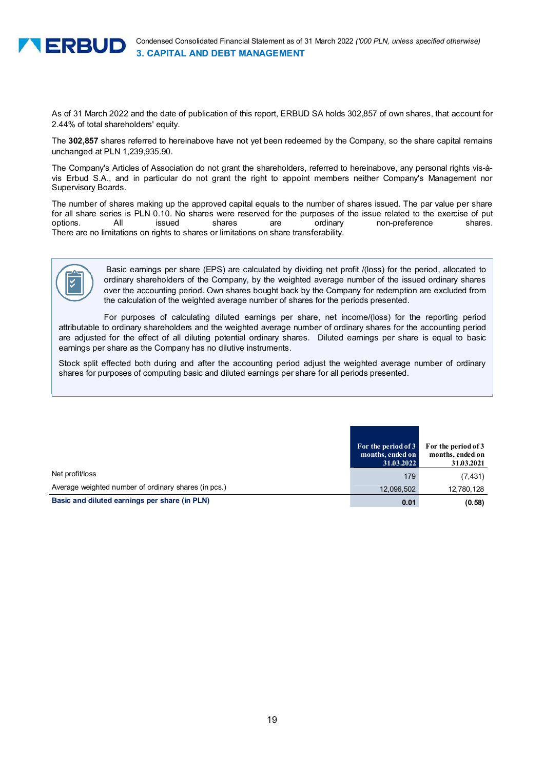As of 31 March 2022 and the date of publication of this report, ERBUD SA holds 302,857 of own shares, that account for 2.44% of total shareholders' equity.

The **302,857** shares referred to hereinabove have not yet been redeemed by the Company, so the share capital remains unchanged at PLN 1,239,935.90.

The Company's Articles of Association do not grant the shareholders, referred to hereinabove, any personal rights vis-à-vis Erbud S.A., and in particular do not grant the right to appoint members neither Company's Management nor Supervisory Boards.

The number of shares making up the approved capital equals to the number of shares issued. The par value per share for all share series is PLN 0.10. No shares were reserved for the purposes of the issue related to the exercise of put options. All issued shares are ordinary non-preference shares. There are no limitations on rights to shares or limitations on share transferability.

Basic earnings per share (EPS) are calculated by dividing net profit /(loss) for the period, allocated to ordinary shareholders of the Company, by the weighted average number of the issued ordinary shares over the accounting period. Own shares bought back by the Company for redemption are excluded from the calculation of the weighted average number of shares for the periods presented.

For purposes of calculating diluted earnings per share, net income/(loss) for the reporting period attributable to ordinary shareholders and the weighted average number of ordinary shares for the accounting period are adjusted for the effect of all diluting potential ordinary shares. Diluted earnings per share is equal to basic earnings per share as the Company has no dilutive instruments.

Stock split effected both during and after the accounting period adjust the weighted average number of ordinary shares for purposes of computing basic and diluted earnings per share for all periods presented.

| | For the period of 3 months, ended on 31.03.2022 | For the period of 3 months, ended on 31.03.2021 |
|---|---|---|
| Net profit/loss | 179 | (7,431) |
| Average weighted number of ordinary shares (in pcs.) | 12,096,502 | 12,780,128 |
| **Basic and diluted earnings per share (in PLN)** | **0.01** | **(0.58)** |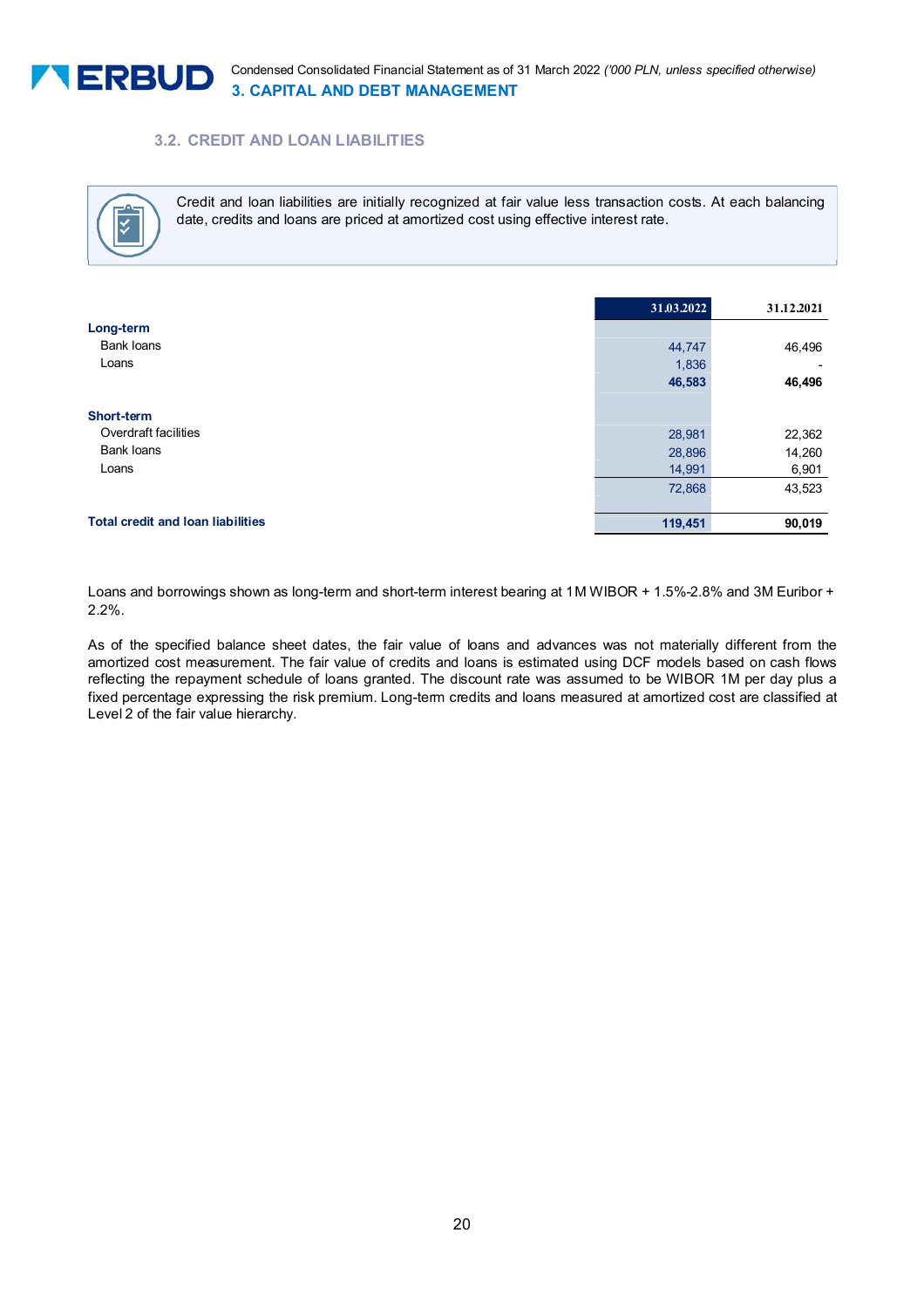### 3.2. CREDIT AND LOAN LIABILITIES

Credit and loan liabilities are initially recognized at fair value less transaction costs. At each balancing date, credits and loans are priced at amortized cost using effective interest rate.

| | 31.03.2022 | 31.12.2021 |
|---|---|---|
| **Long-term** | | |
| Bank loans | 44,747 | 46,496 |
| Loans | 1,836 | - |
| | **46,583** | **46,496** |
| **Short-term** | | |
| Overdraft facilities | 28,981 | 22,362 |
| Bank loans | 28,896 | 14,260 |
| Loans | 14,991 | 6,901 |
| | 72,868 | 43,523 |
| **Total credit and loan liabilities** | **119,451** | **90,019** |

Loans and borrowings shown as long-term and short-term interest bearing at 1M WIBOR + 1.5%-2.8% and 3M Euribor + 2.2%.

As of the specified balance sheet dates, the fair value of loans and advances was not materially different from the amortized cost measurement. The fair value of credits and loans is estimated using DCF models based on cash flows reflecting the repayment schedule of loans granted. The discount rate was assumed to be WIBOR 1M per day plus a fixed percentage expressing the risk premium. Long-term credits and loans measured at amortized cost are classified at Level 2 of the fair value hierarchy.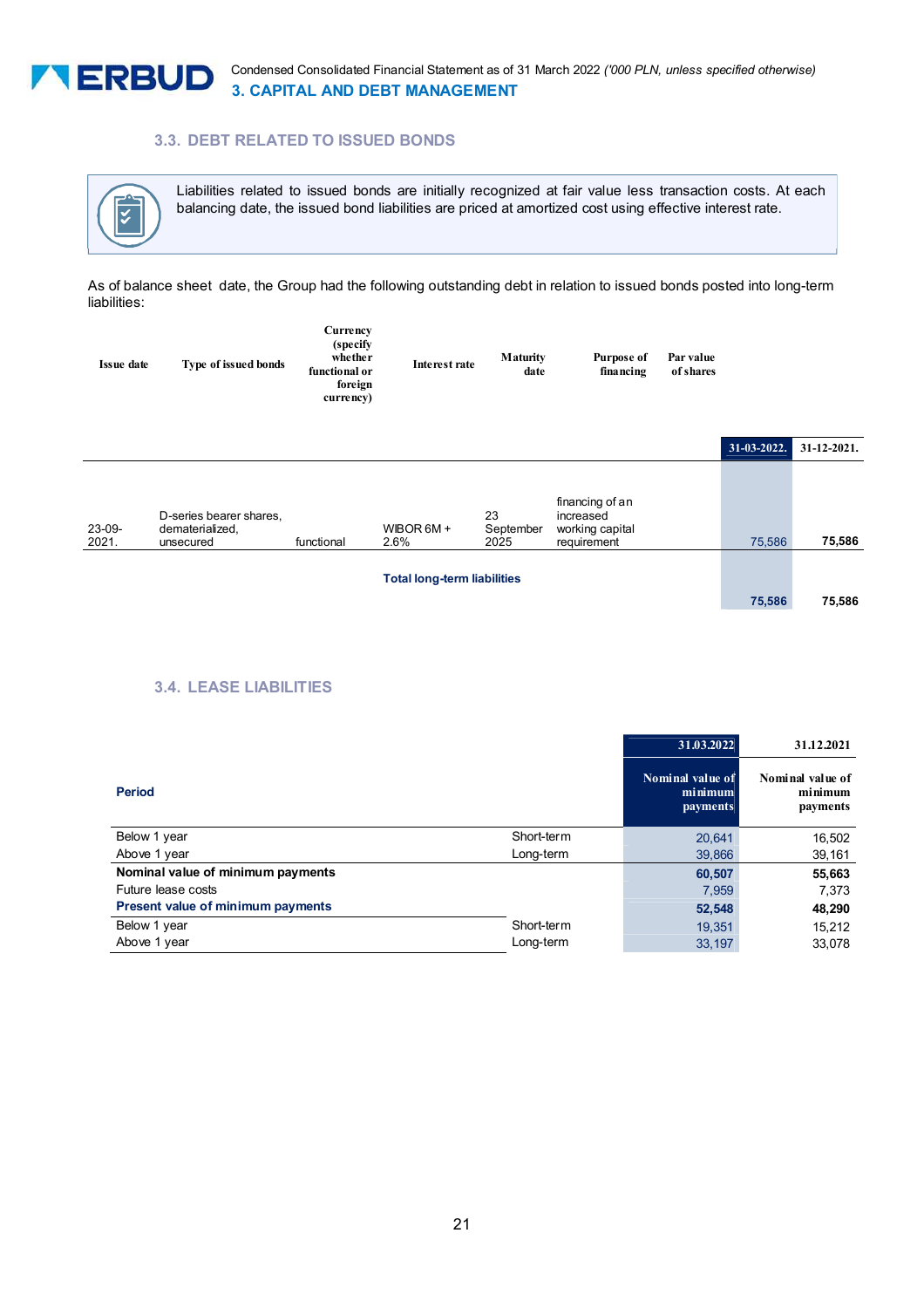## 3.3. DEBT RELATED TO ISSUED BONDS

Liabilities related to issued bonds are initially recognized at fair value less transaction costs. At each balancing date, the issued bond liabilities are priced at amortized cost using effective interest rate.

As of balance sheet date, the Group had the following outstanding debt in relation to issued bonds posted into long-term liabilities:

| Issue date | Type of issued bonds | Currency (specify whether functional or foreign currency) | Interest rate | Maturity date | Purpose of financing | Par value of shares | 31-03-2022. | 31-12-2021. |
|---|---|---|---|---|---|---|---|---|
| 23-09-2021. | D-series bearer shares, dematerialized, unsecured | functional | WIBOR 6M + 2.6% | 23 September 2025 | financing of an increased working capital requirement | | 75,586 | 75,586 |
| | | | Total long-term liabilities | | | | 75,586 | 75,586 |

## 3.4. LEASE LIABILITIES

| Period | | 31.03.2022<br>Nominal value of minimum payments | 31.12.2021<br>Nominal value of minimum payments |
|---|---|---|---|
| Below 1 year | Short-term | 20,641 | 16,502 |
| Above 1 year | Long-term | 39,866 | 39,161 |
| **Nominal value of minimum payments** | | **60,507** | **55,663** |
| Future lease costs | | 7,959 | 7,373 |
| **Present value of minimum payments** | | **52,548** | **48,290** |
| Below 1 year | Short-term | 19,351 | 15,212 |
| Above 1 year | Long-term | 33,197 | 33,078 |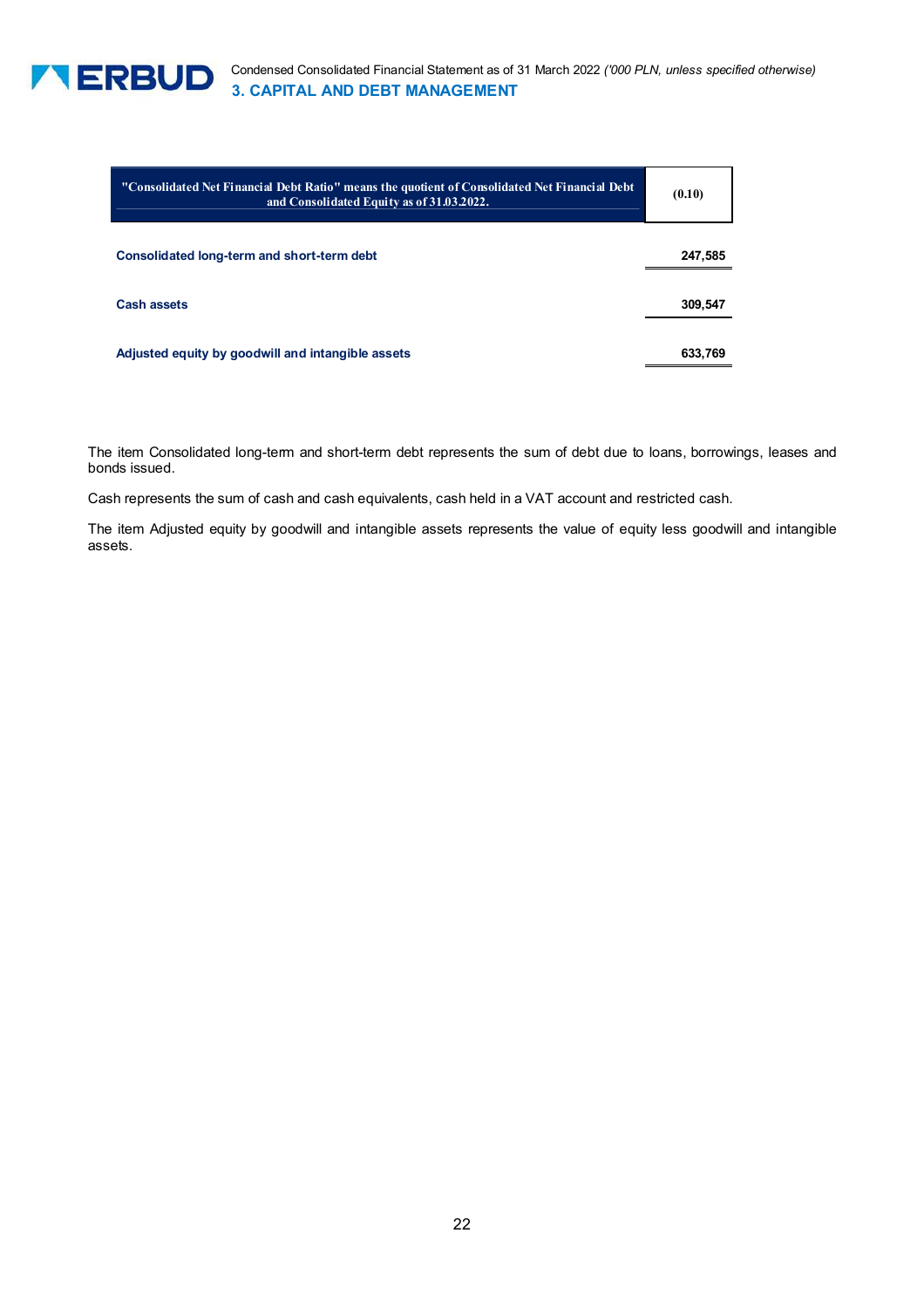| "Consolidated Net Financial Debt Ratio" means the quotient of Consolidated Net Financial Debt and Consolidated Equity as of 31.03.2022. | (0.10) |
| --- | --- |
| **Consolidated long-term and short-term debt** | **247,585** |
| **Cash assets** | **309,547** |
| **Adjusted equity by goodwill and intangible assets** | **633,769** |

The item Consolidated long-term and short-term debt represents the sum of debt due to loans, borrowings, leases and bonds issued.

Cash represents the sum of cash and cash equivalents, cash held in a VAT account and restricted cash.

The item Adjusted equity by goodwill and intangible assets represents the value of equity less goodwill and intangible assets.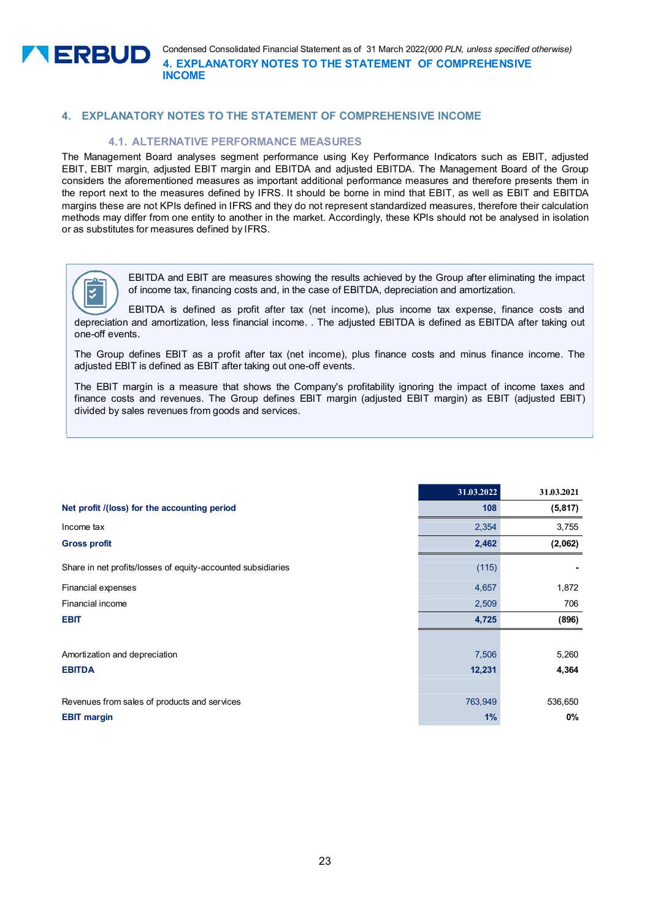# 4. EXPLANATORY NOTES TO THE STATEMENT OF COMPREHENSIVE INCOME

## 4.1. ALTERNATIVE PERFORMANCE MEASURES

The Management Board analyses segment performance using Key Performance Indicators such as EBIT, adjusted EBIT, EBIT margin, adjusted EBIT margin and EBITDA and adjusted EBITDA. The Management Board of the Group considers the aforementioned measures as important additional performance measures and therefore presents them in the report next to the measures defined by IFRS. It should be borne in mind that EBIT, as well as EBIT and EBITDA margins these are not KPIs defined in IFRS and they do not represent standardized measures, therefore their calculation methods may differ from one entity to another in the market. Accordingly, these KPIs should not be analysed in isolation or as substitutes for measures defined by IFRS.

EBITDA and EBIT are measures showing the results achieved by the Group after eliminating the impact of income tax, financing costs and, in the case of EBITDA, depreciation and amortization.

EBITDA is defined as profit after tax (net income), plus income tax expense, finance costs and depreciation and amortization, less financial income. . The adjusted EBITDA is defined as EBITDA after taking out one-off events.

The Group defines EBIT as a profit after tax (net income), plus finance costs and minus finance income. The adjusted EBIT is defined as EBIT after taking out one-off events.

The EBIT margin is a measure that shows the Company's profitability ignoring the impact of income taxes and finance costs and revenues. The Group defines EBIT margin (adjusted EBIT margin) as EBIT (adjusted EBIT) divided by sales revenues from goods and services.

| | 31.03.2022 | 31.03.2021 |
|---|---|---|
| **Net profit /(loss) for the accounting period** | **108** | **(5,817)** |
| Income tax | 2,354 | 3,755 |
| **Gross profit** | **2,462** | **(2,062)** |
| Share in net profits/losses of equity-accounted subsidiaries | (115) | - |
| Financial expenses | 4,657 | 1,872 |
| Financial income | 2,509 | 706 |
| **EBIT** | **4,725** | **(896)** |
| Amortization and depreciation | 7,506 | 5,260 |
| **EBITDA** | **12,231** | **4,364** |
| Revenues from sales of products and services | 763,949 | 536,650 |
| **EBIT margin** | **1%** | **0%** |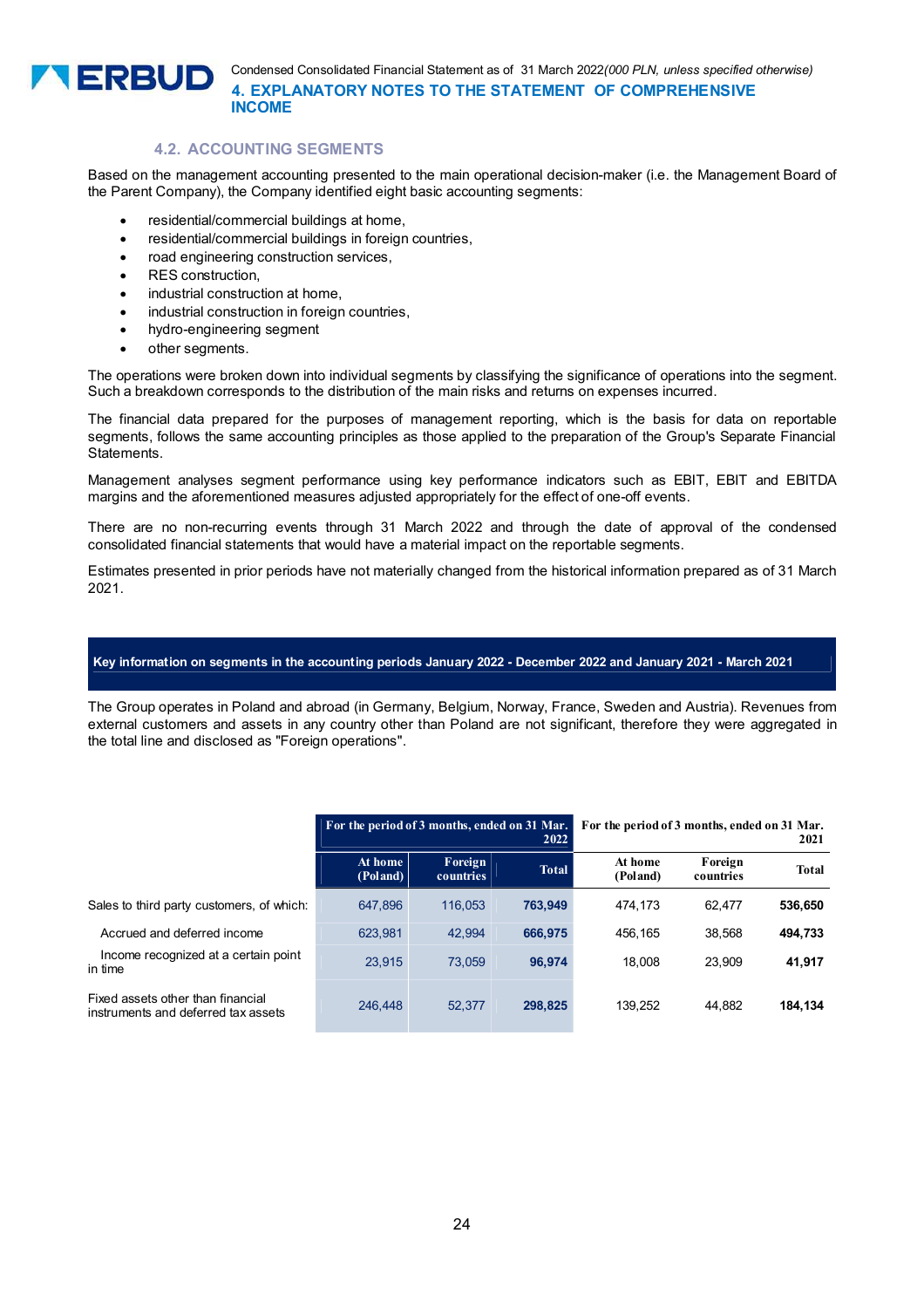### 4.2. ACCOUNTING SEGMENTS

Based on the management accounting presented to the main operational decision-maker (i.e. the Management Board of the Parent Company), the Company identified eight basic accounting segments:

- residential/commercial buildings at home,
- residential/commercial buildings in foreign countries,
- road engineering construction services,
- RES construction,
- industrial construction at home,
- industrial construction in foreign countries,
- hydro-engineering segment
- other segments.

The operations were broken down into individual segments by classifying the significance of operations into the segment. Such a breakdown corresponds to the distribution of the main risks and returns on expenses incurred.

The financial data prepared for the purposes of management reporting, which is the basis for data on reportable segments, follows the same accounting principles as those applied to the preparation of the Group's Separate Financial Statements.

Management analyses segment performance using key performance indicators such as EBIT, EBIT and EBITDA margins and the aforementioned measures adjusted appropriately for the effect of one-off events.

There are no non-recurring events through 31 March 2022 and through the date of approval of the condensed consolidated financial statements that would have a material impact on the reportable segments.

Estimates presented in prior periods have not materially changed from the historical information prepared as of 31 March 2021.

**Key information on segments in the accounting periods January 2022 - December 2022 and January 2021 - March 2021**

The Group operates in Poland and abroad (in Germany, Belgium, Norway, France, Sweden and Austria). Revenues from external customers and assets in any country other than Poland are not significant, therefore they were aggregated in the total line and disclosed as "Foreign operations".

| | For the period of 3 months, ended on 31 Mar. 2022 | | | For the period of 3 months, ended on 31 Mar. 2021 | | |
|---|---|---|---|---|---|---|
| | At home (Poland) | Foreign countries | Total | At home (Poland) | Foreign countries | Total |
| Sales to third party customers, of which: | 647,896 | 116,053 | **763,949** | 474,173 | 62,477 | **536,650** |
| Accrued and deferred income | 623,981 | 42,994 | **666,975** | 456,165 | 38,568 | **494,733** |
| Income recognized at a certain point in time | 23,915 | 73,059 | **96,974** | 18,008 | 23,909 | **41,917** |
| Fixed assets other than financial instruments and deferred tax assets | 246,448 | 52,377 | **298,825** | 139,252 | 44,882 | **184,134** |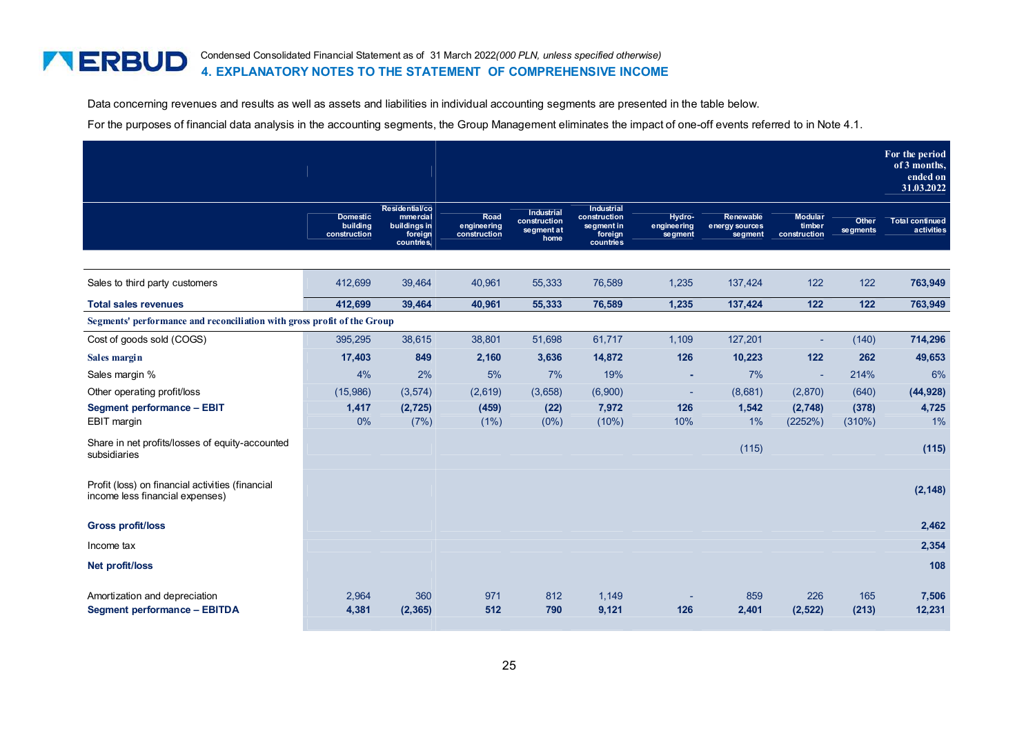Data concerning revenues and results as well as assets and liabilities in individual accounting segments are presented in the table below.

For the purposes of financial data analysis in the accounting segments, the Group Management eliminates the impact of one-off events referred to in Note 4.1.

| | | | | | | | | | | For the period of 3 months, ended on 31.03.2022 |
|---|---|---|---|---|---|---|---|---|---|---|
| | Domestic building construction | Residential/commercial buildings in foreign countries | Road engineering construction | Industrial construction segment at home | Industrial construction segment in foreign countries | Hydro-engineering segment | Renewable energy sources segment | Modular timber construction | Other segments | Total continued activities |
| Sales to third party customers | 412,699 | 39,464 | 40,961 | 55,333 | 76,589 | 1,235 | 137,424 | 122 | 122 | 763,949 |
| **Total sales revenues** | **412,699** | **39,464** | **40,961** | **55,333** | **76,589** | **1,235** | **137,424** | **122** | **122** | **763,949** |
| **Segments' performance and reconciliation with gross profit of the Group** | | | | | | | | | | |
| Cost of goods sold (COGS) | 395,295 | 38,615 | 38,801 | 51,698 | 61,717 | 1,109 | 127,201 | - | (140) | 714,296 |
| **Sales margin** | **17,403** | **849** | **2,160** | **3,636** | **14,872** | **126** | **10,223** | **122** | **262** | **49,653** |
| Sales margin % | 4% | 2% | 5% | 7% | 19% | - | 7% | - | 214% | 6% |
| Other operating profit/loss | (15,986) | (3,574) | (2,619) | (3,658) | (6,900) | - | (8,681) | (2,870) | (640) | (44,928) |
| **Segment performance – EBIT** | **1,417** | **(2,725)** | **(459)** | **(22)** | **7,972** | **126** | **1,542** | **(2,748)** | **(378)** | **4,725** |
| EBIT margin | 0% | (7%) | (1%) | (0%) | (10%) | 10% | 1% | (2252%) | (310%) | 1% |
| Share in net profits/losses of equity-accounted subsidiaries | | | | | | | (115) | | | (115) |
| Profit (loss) on financial activities (financial income less financial expenses) | | | | | | | | | | (2,148) |
| **Gross profit/loss** | | | | | | | | | | **2,462** |
| Income tax | | | | | | | | | | 2,354 |
| **Net profit/loss** | | | | | | | | | | **108** |
| Amortization and depreciation | 2,964 | 360 | 971 | 812 | 1,149 | - | 859 | 226 | 165 | 7,506 |
| **Segment performance – EBITDA** | **4,381** | **(2,365)** | **512** | **790** | **9,121** | **126** | **2,401** | **(2,522)** | **(213)** | **12,231** |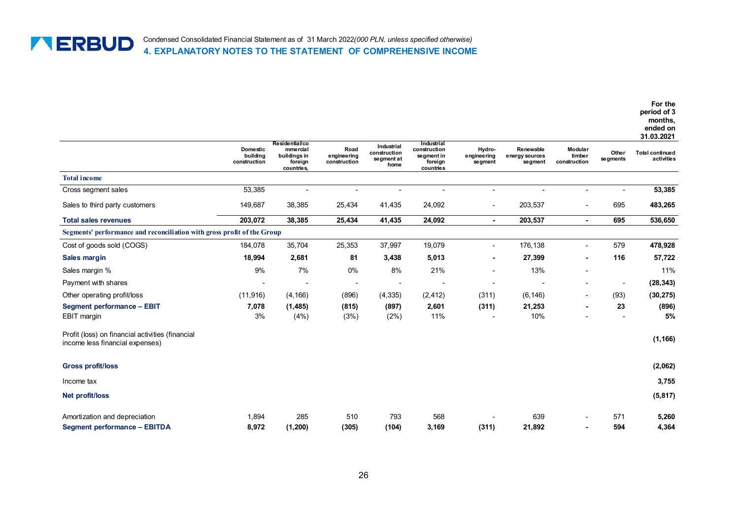Condensed Consolidated Financial Statement as of 31 March 2022*(000 PLN, unless specified otherwise)*

## 4. EXPLANATORY NOTES TO THE STATEMENT OF COMPREHENSIVE INCOME

**For the period of 3 months, ended on 31.03.2021**

| | Domestic building construction | Residential/commercial buildings in foreign countries, | Road engineering construction | Industrial construction segment at home | Industrial construction segment in foreign countries | Hydro-engineering segment | Renewable energy sources segment | Modular timber construction | Other segments | Total continued activities |
|---|---|---|---|---|---|---|---|---|---|---|
| **Total income** | | | | | | | | | | |
| Cross segment sales | 53,385 | - | - | - | - | - | - | - | - | **53,385** |
| Sales to third party customers | 149,687 | 38,385 | 25,434 | 41,435 | 24,092 | - | 203,537 | - | 695 | **483,265** |
| **Total sales revenues** | **203,072** | **38,385** | **25,434** | **41,435** | **24,092** | **-** | **203,537** | **-** | **695** | **536,650** |
| **Segments' performance and reconciliation with gross profit of the Group** | | | | | | | | | | |
| Cost of goods sold (COGS) | 184,078 | 35,704 | 25,353 | 37,997 | 19,079 | - | 176,138 | - | 579 | **478,928** |
| **Sales margin** | **18,994** | **2,681** | **81** | **3,438** | **5,013** | **-** | **27,399** | **-** | **116** | **57,722** |
| Sales margin % | 9% | 7% | 0% | 8% | 21% | - | 13% | - | | 11% |
| Payment with shares | - | - | - | - | - | - | - | - | - | **(28,343)** |
| Other operating profit/loss | (11,916) | (4,166) | (896) | (4,335) | (2,412) | (311) | (6,146) | - | (93) | **(30,275)** |
| **Segment performance – EBIT** | **7,078** | **(1,485)** | **(815)** | **(897)** | **2,601** | **(311)** | **21,253** | **-** | **23** | **(896)** |
| EBIT margin | 3% | (4%) | (3%) | (2%) | 11% | - | 10% | - | - | **5%** |
| Profit (loss) on financial activities (financial income less financial expenses) | | | | | | | | | | **(1,166)** |
| **Gross profit/loss** | | | | | | | | | | **(2,062)** |
| Income tax | | | | | | | | | | **3,755** |
| **Net profit/loss** | | | | | | | | | | **(5,817)** |
| Amortization and depreciation | 1,894 | 285 | 510 | 793 | 568 | - | 639 | - | 571 | **5,260** |
| **Segment performance – EBITDA** | **8,972** | **(1,200)** | **(305)** | **(104)** | **3,169** | **(311)** | **21,892** | **-** | **594** | **4,364** |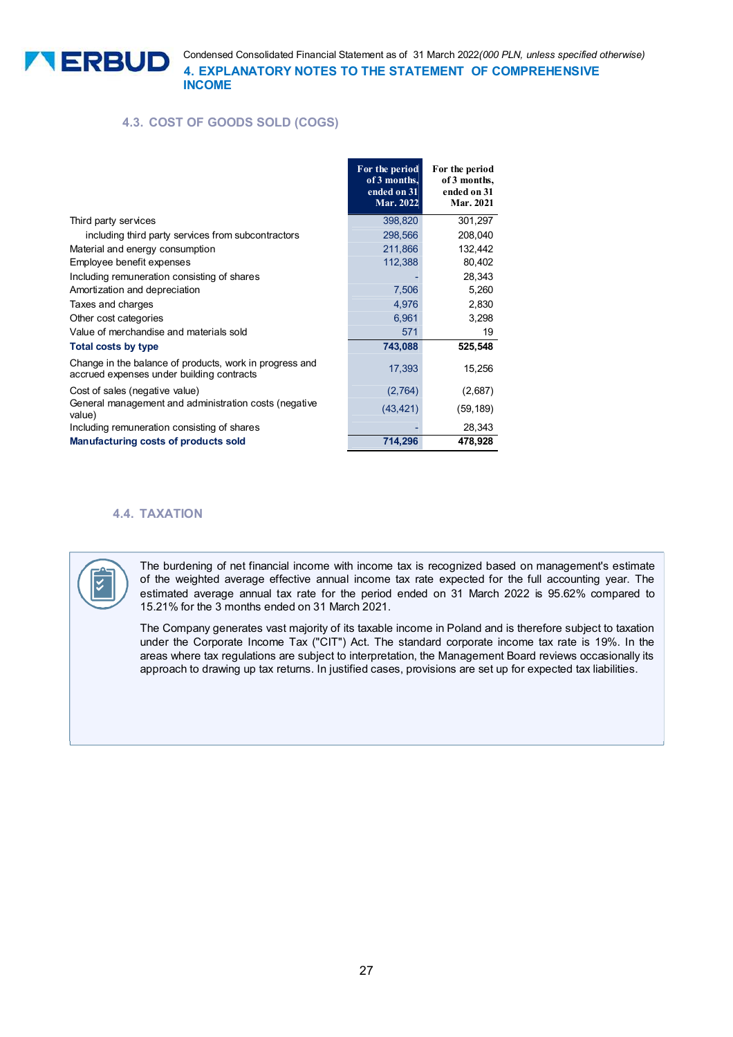## 4.3. COST OF GOODS SOLD (COGS)

| | For the period of 3 months, ended on 31 Mar. 2022 | For the period of 3 months, ended on 31 Mar. 2021 |
|---|---|---|
| Third party services | 398,820 | 301,297 |
| including third party services from subcontractors | 298,566 | 208,040 |
| Material and energy consumption | 211,866 | 132,442 |
| Employee benefit expenses | 112,388 | 80,402 |
| Including remuneration consisting of shares | - | 28,343 |
| Amortization and depreciation | 7,506 | 5,260 |
| Taxes and charges | 4,976 | 2,830 |
| Other cost categories | 6,961 | 3,298 |
| Value of merchandise and materials sold | 571 | 19 |
| **Total costs by type** | **743,088** | **525,548** |
| Change in the balance of products, work in progress and accrued expenses under building contracts | 17,393 | 15,256 |
| Cost of sales (negative value) | (2,764) | (2,687) |
| General management and administration costs (negative value) | (43,421) | (59,189) |
| Including remuneration consisting of shares | - | 28,343 |
| **Manufacturing costs of products sold** | **714,296** | **478,928** |

## 4.4. TAXATION

The burdening of net financial income with income tax is recognized based on management's estimate of the weighted average effective annual income tax rate expected for the full accounting year. The estimated average annual tax rate for the period ended on 31 March 2022 is 95.62% compared to 15.21% for the 3 months ended on 31 March 2021.

The Company generates vast majority of its taxable income in Poland and is therefore subject to taxation under the Corporate Income Tax ("CIT") Act. The standard corporate income tax rate is 19%. In the areas where tax regulations are subject to interpretation, the Management Board reviews occasionally its approach to drawing up tax returns. In justified cases, provisions are set up for expected tax liabilities.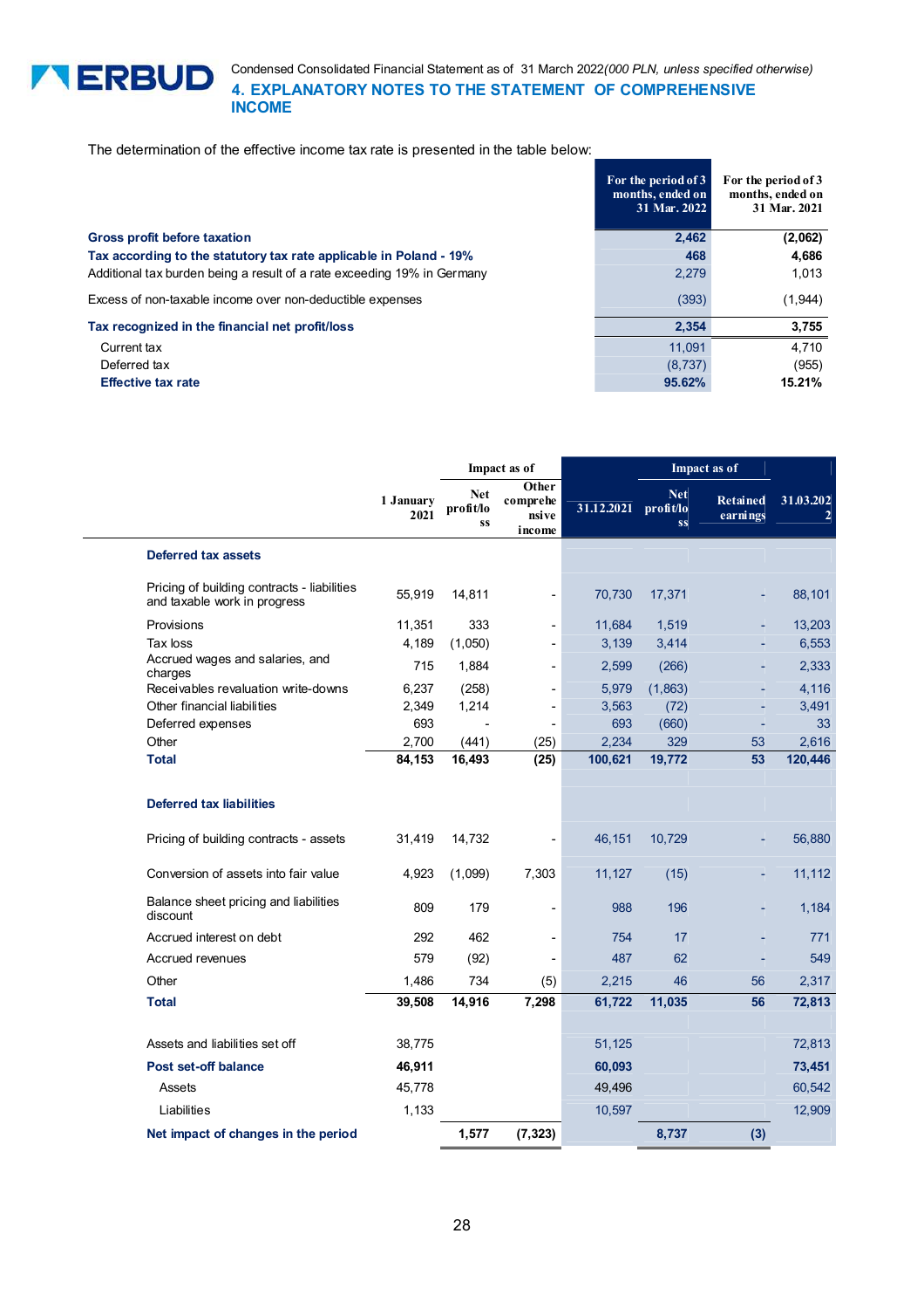## 4. EXPLANATORY NOTES TO THE STATEMENT OF COMPREHENSIVE INCOME

The determination of the effective income tax rate is presented in the table below:

| | For the period of 3 months, ended on 31 Mar. 2022 | For the period of 3 months, ended on 31 Mar. 2021 |
|---|---|---|
| **Gross profit before taxation** | **2,462** | **(2,062)** |
| **Tax according to the statutory tax rate applicable in Poland - 19%** | **468** | **4,686** |
| Additional tax burden being a result of a rate exceeding 19% in Germany | 2,279 | 1,013 |
| Excess of non-taxable income over non-deductible expenses | (393) | (1,944) |
| **Tax recognized in the financial net profit/loss** | **2,354** | **3,755** |
| Current tax | 11,091 | 4,710 |
| Deferred tax | (8,737) | (955) |
| **Effective tax rate** | **95.62%** | **15.21%** |

| | 1 January 2021 | Impact as of | | 31.12.2021 | Impact as of | | 31.03.2022 |
|---|---|---|---|---|---|---|---|
| | | Net profit/loss | Other comprehensive income | | Net profit/loss | Retained earnings | |
| **Deferred tax assets** | | | | | | | |
| Pricing of building contracts - liabilities and taxable work in progress | 55,919 | 14,811 | - | 70,730 | 17,371 | - | 88,101 |
| Provisions | 11,351 | 333 | - | 11,684 | 1,519 | - | 13,203 |
| Tax loss | 4,189 | (1,050) | - | 3,139 | 3,414 | - | 6,553 |
| Accrued wages and salaries, and charges | 715 | 1,884 | - | 2,599 | (266) | - | 2,333 |
| Receivables revaluation write-downs | 6,237 | (258) | - | 5,979 | (1,863) | - | 4,116 |
| Other financial liabilities | 2,349 | 1,214 | - | 3,563 | (72) | - | 3,491 |
| Deferred expenses | 693 | - | - | 693 | (660) | - | 33 |
| Other | 2,700 | (441) | (25) | 2,234 | 329 | 53 | 2,616 |
| **Total** | **84,153** | **16,493** | **(25)** | **100,621** | **19,772** | **53** | **120,446** |
| **Deferred tax liabilities** | | | | | | | |
| Pricing of building contracts - assets | 31,419 | 14,732 | - | 46,151 | 10,729 | - | 56,880 |
| Conversion of assets into fair value | 4,923 | (1,099) | 7,303 | 11,127 | (15) | - | 11,112 |
| Balance sheet pricing and liabilities discount | 809 | 179 | - | 988 | 196 | - | 1,184 |
| Accrued interest on debt | 292 | 462 | - | 754 | 17 | - | 771 |
| Accrued revenues | 579 | (92) | - | 487 | 62 | - | 549 |
| Other | 1,486 | 734 | (5) | 2,215 | 46 | 56 | 2,317 |
| **Total** | **39,508** | **14,916** | **7,298** | **61,722** | **11,035** | **56** | **72,813** |
| Assets and liabilities set off | 38,775 | | | 51,125 | | | 72,813 |
| **Post set-off balance** | **46,911** | | | **60,093** | | | **73,451** |
| Assets | 45,778 | | | 49,496 | | | 60,542 |
| Liabilities | 1,133 | | | 10,597 | | | 12,909 |
| **Net impact of changes in the period** | | **1,577** | **(7,323)** | | **8,737** | **(3)** | |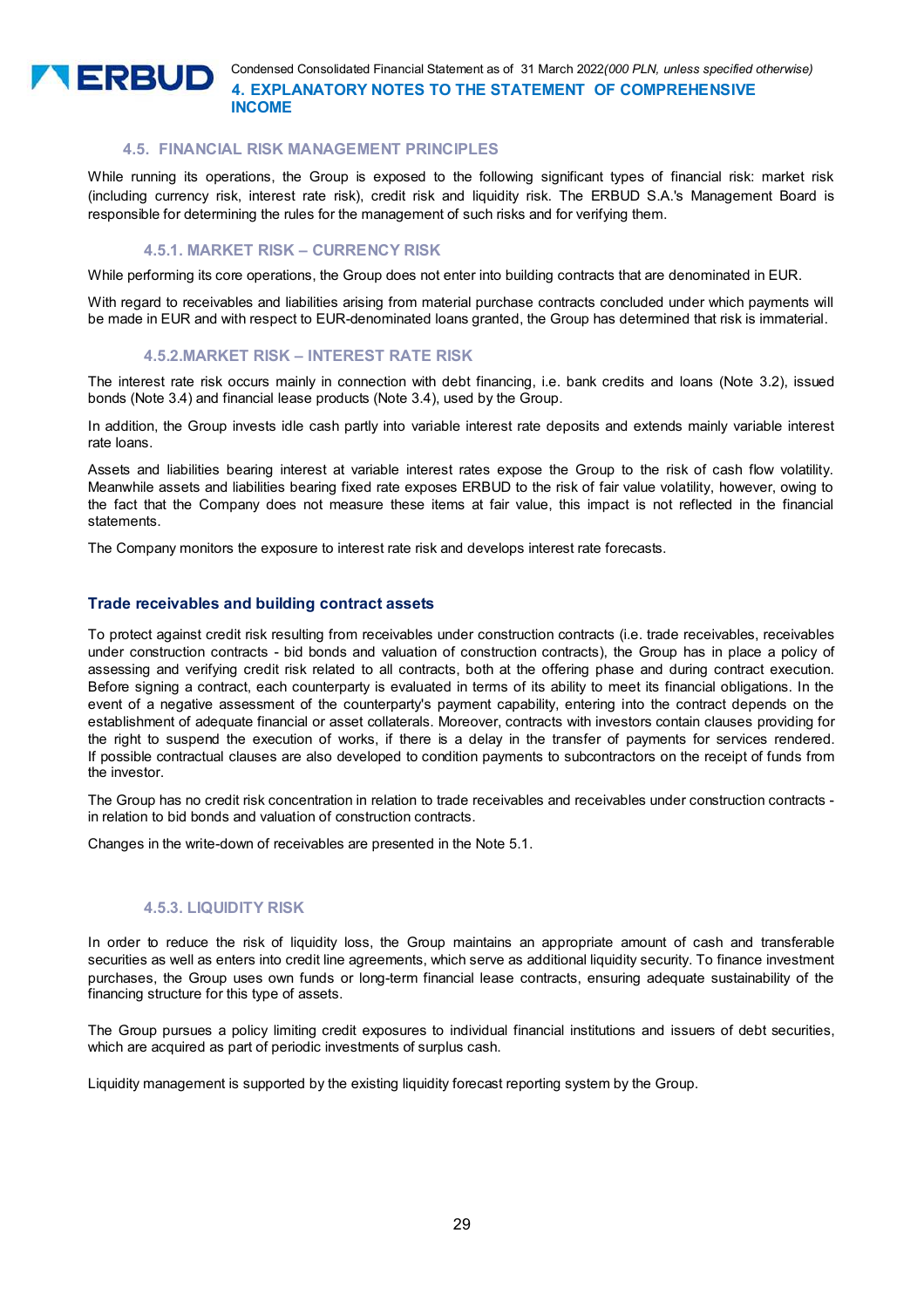### 4.5. FINANCIAL RISK MANAGEMENT PRINCIPLES

While running its operations, the Group is exposed to the following significant types of financial risk: market risk (including currency risk, interest rate risk), credit risk and liquidity risk. The ERBUD S.A.'s Management Board is responsible for determining the rules for the management of such risks and for verifying them.

#### 4.5.1. MARKET RISK – CURRENCY RISK

While performing its core operations, the Group does not enter into building contracts that are denominated in EUR.

With regard to receivables and liabilities arising from material purchase contracts concluded under which payments will be made in EUR and with respect to EUR-denominated loans granted, the Group has determined that risk is immaterial.

#### 4.5.2.MARKET RISK – INTEREST RATE RISK

The interest rate risk occurs mainly in connection with debt financing, i.e. bank credits and loans (Note 3.2), issued bonds (Note 3.4) and financial lease products (Note 3.4), used by the Group.

In addition, the Group invests idle cash partly into variable interest rate deposits and extends mainly variable interest rate loans.

Assets and liabilities bearing interest at variable interest rates expose the Group to the risk of cash flow volatility. Meanwhile assets and liabilities bearing fixed rate exposes ERBUD to the risk of fair value volatility, however, owing to the fact that the Company does not measure these items at fair value, this impact is not reflected in the financial statements.

The Company monitors the exposure to interest rate risk and develops interest rate forecasts.

**Trade receivables and building contract assets**

To protect against credit risk resulting from receivables under construction contracts (i.e. trade receivables, receivables under construction contracts - bid bonds and valuation of construction contracts), the Group has in place a policy of assessing and verifying credit risk related to all contracts, both at the offering phase and during contract execution. Before signing a contract, each counterparty is evaluated in terms of its ability to meet its financial obligations. In the event of a negative assessment of the counterparty's payment capability, entering into the contract depends on the establishment of adequate financial or asset collaterals. Moreover, contracts with investors contain clauses providing for the right to suspend the execution of works, if there is a delay in the transfer of payments for services rendered. If possible contractual clauses are also developed to condition payments to subcontractors on the receipt of funds from the investor.

The Group has no credit risk concentration in relation to trade receivables and receivables under construction contracts - in relation to bid bonds and valuation of construction contracts.

Changes in the write-down of receivables are presented in the Note 5.1.

#### 4.5.3. LIQUIDITY RISK

In order to reduce the risk of liquidity loss, the Group maintains an appropriate amount of cash and transferable securities as well as enters into credit line agreements, which serve as additional liquidity security. To finance investment purchases, the Group uses own funds or long-term financial lease contracts, ensuring adequate sustainability of the financing structure for this type of assets.

The Group pursues a policy limiting credit exposures to individual financial institutions and issuers of debt securities, which are acquired as part of periodic investments of surplus cash.

Liquidity management is supported by the existing liquidity forecast reporting system by the Group.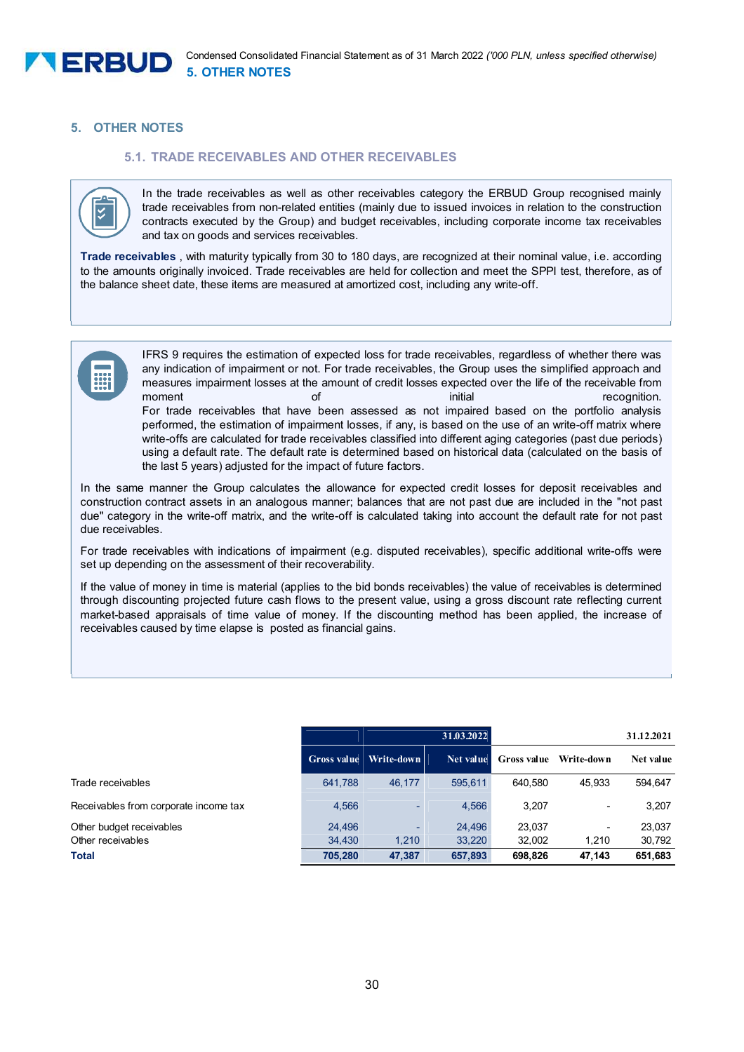# 5. OTHER NOTES

## 5.1. TRADE RECEIVABLES AND OTHER RECEIVABLES

In the trade receivables as well as other receivables category the ERBUD Group recognised mainly trade receivables from non-related entities (mainly due to issued invoices in relation to the construction contracts executed by the Group) and budget receivables, including corporate income tax receivables and tax on goods and services receivables.

**Trade receivables** , with maturity typically from 30 to 180 days, are recognized at their nominal value, i.e. according to the amounts originally invoiced. Trade receivables are held for collection and meet the SPPI test, therefore, as of the balance sheet date, these items are measured at amortized cost, including any write-off.

IFRS 9 requires the estimation of expected loss for trade receivables, regardless of whether there was any indication of impairment or not. For trade receivables, the Group uses the simplified approach and measures impairment losses at the amount of credit losses expected over the life of the receivable from moment of initial recognition.
For trade receivables that have been assessed as not impaired based on the portfolio analysis performed, the estimation of impairment losses, if any, is based on the use of an write-off matrix where write-offs are calculated for trade receivables classified into different aging categories (past due periods) using a default rate. The default rate is determined based on historical data (calculated on the basis of the last 5 years) adjusted for the impact of future factors.

In the same manner the Group calculates the allowance for expected credit losses for deposit receivables and construction contract assets in an analogous manner; balances that are not past due are included in the "not past due" category in the write-off matrix, and the write-off is calculated taking into account the default rate for not past due receivables.

For trade receivables with indications of impairment (e.g. disputed receivables), specific additional write-offs were set up depending on the assessment of their recoverability.

If the value of money in time is material (applies to the bid bonds receivables) the value of receivables is determined through discounting projected future cash flows to the present value, using a gross discount rate reflecting current market-based appraisals of time value of money. If the discounting method has been applied, the increase of receivables caused by time elapse is posted as financial gains.

| | 31.03.2022 | | | 31.12.2021 | | |
|---|---|---|---|---|---|---|
| | Gross value | Write-down | Net value | Gross value | Write-down | Net value |
| Trade receivables | 641,788 | 46,177 | 595,611 | 640,580 | 45,933 | 594,647 |
| Receivables from corporate income tax | 4,566 | - | 4,566 | 3,207 | - | 3,207 |
| Other budget receivables | 24,496 | - | 24,496 | 23,037 | - | 23,037 |
| Other receivables | 34,430 | 1,210 | 33,220 | 32,002 | 1,210 | 30,792 |
| **Total** | **705,280** | **47,387** | **657,893** | **698,826** | **47,143** | **651,683** |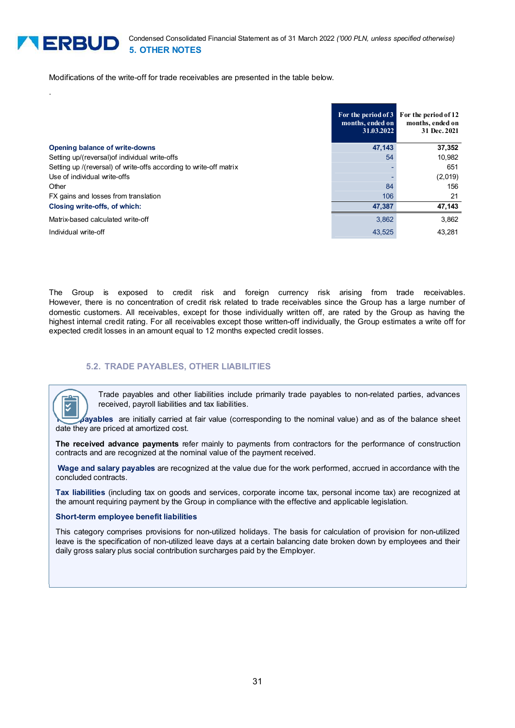Modifications of the write-off for trade receivables are presented in the table below.

.

| | For the period of 3 months, ended on 31.03.2022 | For the period of 12 months, ended on 31 Dec. 2021 |
|---|---|---|
| **Opening balance of write-downs** | **47,143** | **37,352** |
| Setting up/(reversal)of individual write-offs | 54 | 10,982 |
| Setting up /(reversal) of write-offs according to write-off matrix | - | 651 |
| Use of individual write-offs | - | (2,019) |
| Other | 84 | 156 |
| FX gains and losses from translation | 106 | 21 |
| **Closing write-offs, of which:** | **47,387** | **47,143** |
| Matrix-based calculated write-off | 3,862 | 3,862 |
| Individual write-off | 43,525 | 43,281 |

The Group is exposed to credit risk and foreign currency risk arising from trade receivables. However, there is no concentration of credit risk related to trade receivables since the Group has a large number of domestic customers. All receivables, except for those individually written off, are rated by the Group as having the highest internal credit rating. For all receivables except those written-off individually, the Group estimates a write off for expected credit losses in an amount equal to 12 months expected credit losses.

### 5.2. TRADE PAYABLES, OTHER LIABILITIES

Trade payables and other liabilities include primarily trade payables to non-related parties, advances received, payroll liabilities and tax liabilities.

**Trade payables** are initially carried at fair value (corresponding to the nominal value) and as of the balance sheet date they are priced at amortized cost.

**The received advance payments** refer mainly to payments from contractors for the performance of construction contracts and are recognized at the nominal value of the payment received.

**Wage and salary payables** are recognized at the value due for the work performed, accrued in accordance with the concluded contracts.

**Tax liabilities** (including tax on goods and services, corporate income tax, personal income tax) are recognized at the amount requiring payment by the Group in compliance with the effective and applicable legislation.

**Short-term employee benefit liabilities**

This category comprises provisions for non-utilized holidays. The basis for calculation of provision for non-utilized leave is the specification of non-utilized leave days at a certain balancing date broken down by employees and their daily gross salary plus social contribution surcharges paid by the Employer.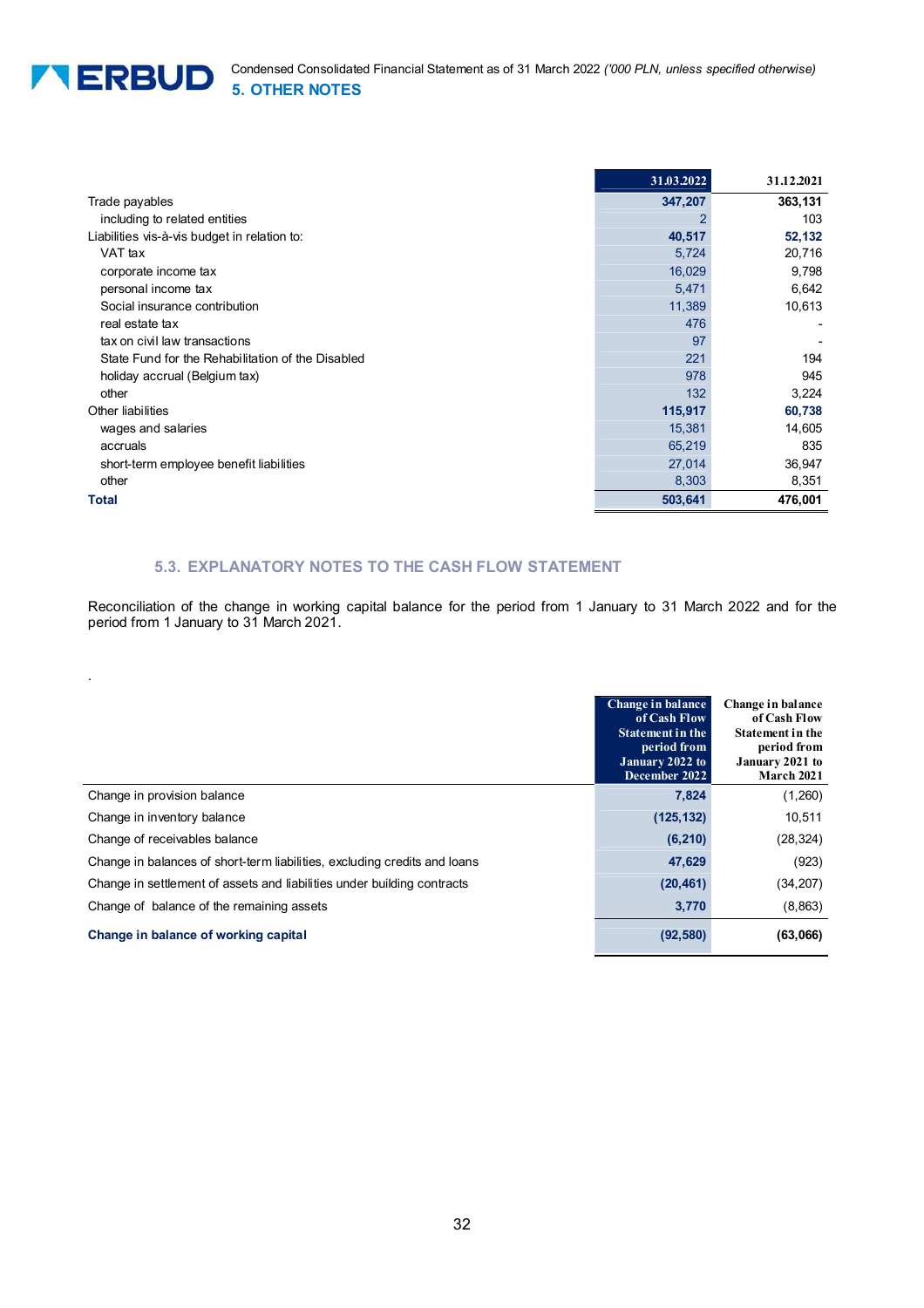| | 31.03.2022 | 31.12.2021 |
|---|---|---|
| Trade payables | **347,207** | **363,131** |
| including to related entities | 2 | 103 |
| Liabilities vis-à-vis budget in relation to: | **40,517** | **52,132** |
| VAT tax | 5,724 | 20,716 |
| corporate income tax | 16,029 | 9,798 |
| personal income tax | 5,471 | 6,642 |
| Social insurance contribution | 11,389 | 10,613 |
| real estate tax | 476 | - |
| tax on civil law transactions | 97 | - |
| State Fund for the Rehabilitation of the Disabled | 221 | 194 |
| holiday accrual (Belgium tax) | 978 | 945 |
| other | 132 | 3,224 |
| Other liabilities | **115,917** | **60,738** |
| wages and salaries | 15,381 | 14,605 |
| accruals | 65,219 | 835 |
| short-term employee benefit liabilities | 27,014 | 36,947 |
| other | 8,303 | 8,351 |
| **Total** | **503,641** | **476,001** |

### 5.3. EXPLANATORY NOTES TO THE CASH FLOW STATEMENT

Reconciliation of the change in working capital balance for the period from 1 January to 31 March 2022 and for the period from 1 January to 31 March 2021.

.

| | Change in balance of Cash Flow Statement in the period from January 2022 to December 2022 | Change in balance of Cash Flow Statement in the period from January 2021 to March 2021 |
|---|---|---|
| Change in provision balance | 7,824 | (1,260) |
| Change in inventory balance | (125,132) | 10,511 |
| Change of receivables balance | (6,210) | (28,324) |
| Change in balances of short-term liabilities, excluding credits and loans | 47,629 | (923) |
| Change in settlement of assets and liabilities under building contracts | (20,461) | (34,207) |
| Change of balance of the remaining assets | 3,770 | (8,863) |
| **Change in balance of working capital** | **(92,580)** | **(63,066)** |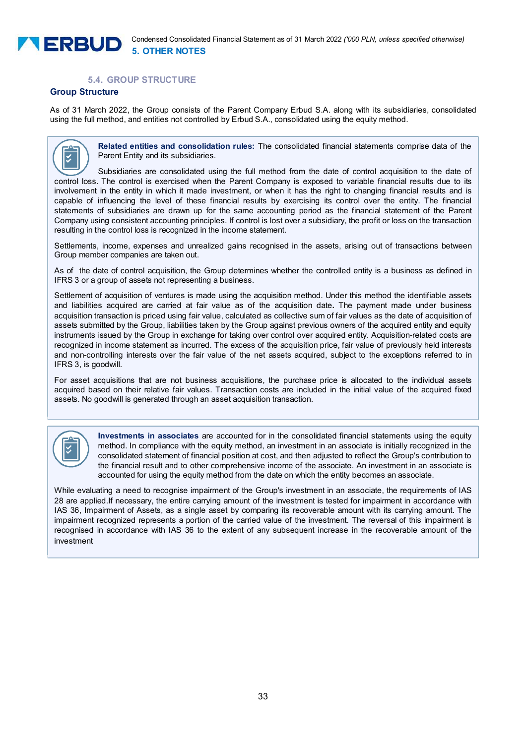### 5.4. GROUP STRUCTURE

**Group Structure**

As of 31 March 2022, the Group consists of the Parent Company Erbud S.A. along with its subsidiaries, consolidated using the full method, and entities not controlled by Erbud S.A., consolidated using the equity method.

**Related entities and consolidation rules:** The consolidated financial statements comprise data of the Parent Entity and its subsidiaries.

Subsidiaries are consolidated using the full method from the date of control acquisition to the date of control loss. The control is exercised when the Parent Company is exposed to variable financial results due to its involvement in the entity in which it made investment, or when it has the right to changing financial results and is capable of influencing the level of these financial results by exercising its control over the entity. The financial statements of subsidiaries are drawn up for the same accounting period as the financial statement of the Parent Company using consistent accounting principles. If control is lost over a subsidiary, the profit or loss on the transaction resulting in the control loss is recognized in the income statement.

Settlements, income, expenses and unrealized gains recognised in the assets, arising out of transactions between Group member companies are taken out.

As of the date of control acquisition, the Group determines whether the controlled entity is a business as defined in IFRS 3 or a group of assets not representing a business.

Settlement of acquisition of ventures is made using the acquisition method. Under this method the identifiable assets and liabilities acquired are carried at fair value as of the acquisition date**.** The payment made under business acquisition transaction is priced using fair value, calculated as collective sum of fair values as the date of acquisition of assets submitted by the Group, liabilities taken by the Group against previous owners of the acquired entity and equity instruments issued by the Group in exchange for taking over control over acquired entity. Acquisition-related costs are recognized in income statement as incurred. The excess of the acquisition price, fair value of previously held interests and non-controlling interests over the fair value of the net assets acquired, subject to the exceptions referred to in IFRS 3, is goodwill.

For asset acquisitions that are not business acquisitions, the purchase price is allocated to the individual assets acquired based on their relative fair values. Transaction costs are included in the initial value of the acquired fixed assets. No goodwill is generated through an asset acquisition transaction.

**Investments in associates** are accounted for in the consolidated financial statements using the equity method. In compliance with the equity method, an investment in an associate is initially recognized in the consolidated statement of financial position at cost, and then adjusted to reflect the Group's contribution to the financial result and to other comprehensive income of the associate. An investment in an associate is accounted for using the equity method from the date on which the entity becomes an associate.

While evaluating a need to recognise impairment of the Group's investment in an associate, the requirements of IAS 28 are applied.If necessary, the entire carrying amount of the investment is tested for impairment in accordance with IAS 36, Impairment of Assets, as a single asset by comparing its recoverable amount with its carrying amount. The impairment recognized represents a portion of the carried value of the investment. The reversal of this impairment is recognised in accordance with IAS 36 to the extent of any subsequent increase in the recoverable amount of the investment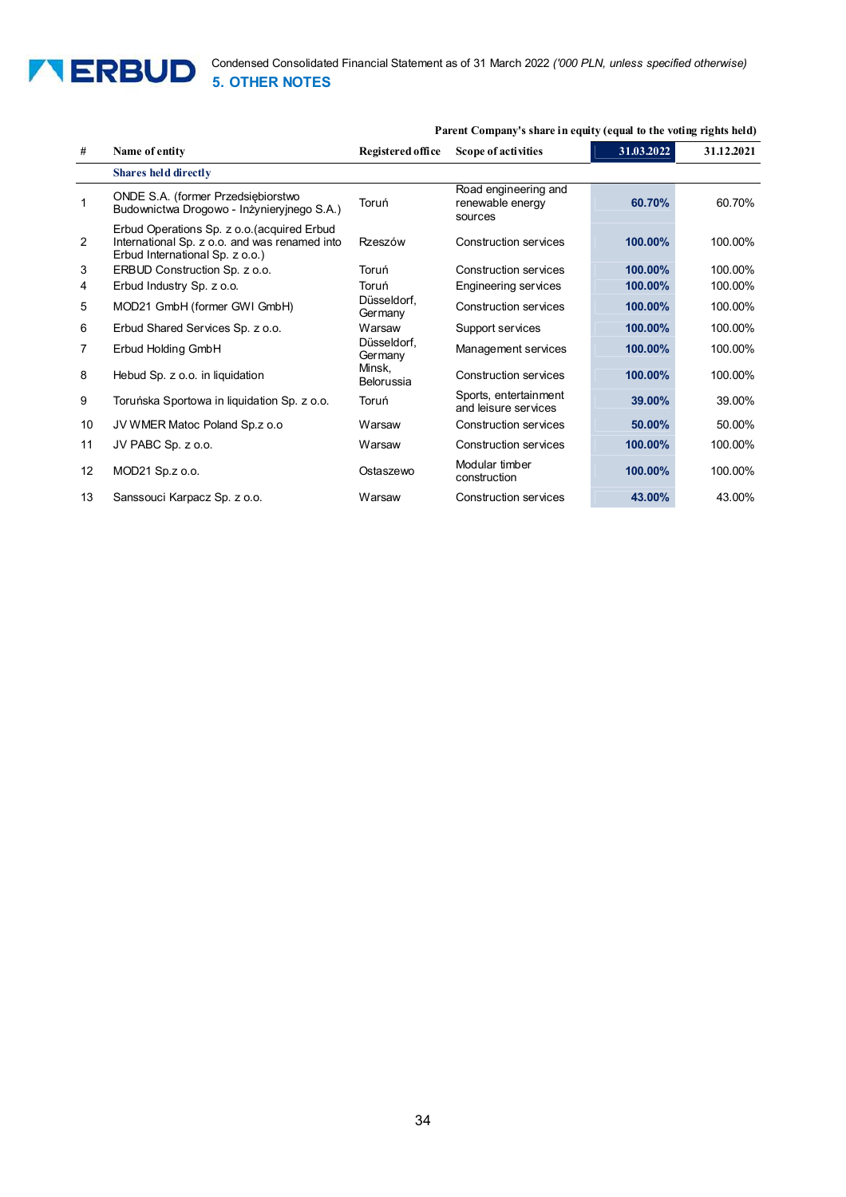## 5. OTHER NOTES

| # | Name of entity | Registered office | Scope of activities | Parent Company's share in equity (equal to the voting rights held) 31.03.2022 | 31.12.2021 |
|---|---|---|---|---|---|
| | **Shares held directly** | | | | |
| 1 | ONDE S.A. (former Przedsiębiorstwo Budownictwa Drogowo - Inżynieryjnego S.A.) | Toruń | Road engineering and renewable energy sources | **60.70%** | 60.70% |
| 2 | Erbud Operations Sp. z o.o.(acquired Erbud International Sp. z o.o. and was renamed into Erbud International Sp. z o.o.) | Rzeszów | Construction services | **100.00%** | 100.00% |
| 3 | ERBUD Construction Sp. z o.o. | Toruń | Construction services | **100.00%** | 100.00% |
| 4 | Erbud Industry Sp. z o.o. | Toruń | Engineering services | **100.00%** | 100.00% |
| 5 | MOD21 GmbH (former GWI GmbH) | Düsseldorf, Germany | Construction services | **100.00%** | 100.00% |
| 6 | Erbud Shared Services Sp. z o.o. | Warsaw | Support services | **100.00%** | 100.00% |
| 7 | Erbud Holding GmbH | Düsseldorf, Germany | Management services | **100.00%** | 100.00% |
| 8 | Hebud Sp. z o.o. in liquidation | Minsk, Belorussia | Construction services | **100.00%** | 100.00% |
| 9 | Toruńska Sportowa in liquidation Sp. z o.o. | Toruń | Sports, entertainment and leisure services | **39.00%** | 39.00% |
| 10 | JV WMER Matoc Poland Sp.z o.o | Warsaw | Construction services | **50.00%** | 50.00% |
| 11 | JV PABC Sp. z o.o. | Warsaw | Construction services | **100.00%** | 100.00% |
| 12 | MOD21 Sp.z o.o. | Ostaszewo | Modular timber construction | **100.00%** | 100.00% |
| 13 | Sanssouci Karpacz Sp. z o.o. | Warsaw | Construction services | **43.00%** | 43.00% |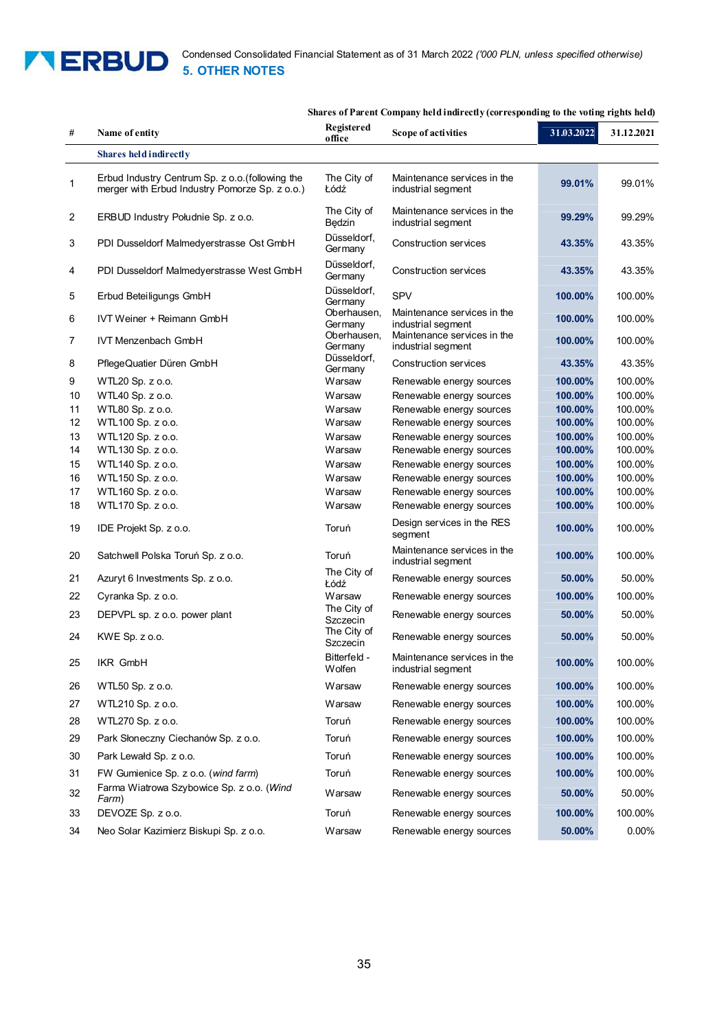## 5. OTHER NOTES

| # | Name of entity | Registered office | Scope of activities | Shares of Parent Company held indirectly (corresponding to the voting rights held) 31.03.2022 | 31.12.2021 |
|---|---|---|---|---|---|
| | **Shares held indirectly** | | | | |
| 1 | Erbud Industry Centrum Sp. z o.o.(following the merger with Erbud Industry Pomorze Sp. z o.o.) | The City of Łódź | Maintenance services in the industrial segment | **99.01%** | 99.01% |
| 2 | ERBUD Industry Południe Sp. z o.o. | The City of Będzin | Maintenance services in the industrial segment | **99.29%** | 99.29% |
| 3 | PDI Dusseldorf Malmedyerstrasse Ost GmbH | Düsseldorf, Germany | Construction services | **43.35%** | 43.35% |
| 4 | PDI Dusseldorf Malmedyerstrasse West GmbH | Düsseldorf, Germany | Construction services | **43.35%** | 43.35% |
| 5 | Erbud Beteiligungs GmbH | Düsseldorf, Germany | SPV | **100.00%** | 100.00% |
| 6 | IVT Weiner + Reimann GmbH | Oberhausen, Germany | Maintenance services in the industrial segment | **100.00%** | 100.00% |
| 7 | IVT Menzenbach GmbH | Oberhausen, Germany | Maintenance services in the industrial segment | **100.00%** | 100.00% |
| 8 | PflegeQuatier Düren GmbH | Düsseldorf, Germany | Construction services | **43.35%** | 43.35% |
| 9 | WTL20 Sp. z o.o. | Warsaw | Renewable energy sources | **100.00%** | 100.00% |
| 10 | WTL40 Sp. z o.o. | Warsaw | Renewable energy sources | **100.00%** | 100.00% |
| 11 | WTL80 Sp. z o.o. | Warsaw | Renewable energy sources | **100.00%** | 100.00% |
| 12 | WTL100 Sp. z o.o. | Warsaw | Renewable energy sources | **100.00%** | 100.00% |
| 13 | WTL120 Sp. z o.o. | Warsaw | Renewable energy sources | **100.00%** | 100.00% |
| 14 | WTL130 Sp. z o.o. | Warsaw | Renewable energy sources | **100.00%** | 100.00% |
| 15 | WTL140 Sp. z o.o. | Warsaw | Renewable energy sources | **100.00%** | 100.00% |
| 16 | WTL150 Sp. z o.o. | Warsaw | Renewable energy sources | **100.00%** | 100.00% |
| 17 | WTL160 Sp. z o.o. | Warsaw | Renewable energy sources | **100.00%** | 100.00% |
| 18 | WTL170 Sp. z o.o. | Warsaw | Renewable energy sources | **100.00%** | 100.00% |
| 19 | IDE Projekt Sp. z o.o. | Toruń | Design services in the RES segment | **100.00%** | 100.00% |
| 20 | Satchwell Polska Toruń Sp. z o.o. | Toruń | Maintenance services in the industrial segment | **100.00%** | 100.00% |
| 21 | Azuryt 6 Investments Sp. z o.o. | The City of Łódź | Renewable energy sources | **50.00%** | 50.00% |
| 22 | Cyranka Sp. z o.o. | Warsaw | Renewable energy sources | **100.00%** | 100.00% |
| 23 | DEPVPL sp. z o.o. power plant | The City of Szczecin | Renewable energy sources | **50.00%** | 50.00% |
| 24 | KWE Sp. z o.o. | The City of Szczecin | Renewable energy sources | **50.00%** | 50.00% |
| 25 | IKR GmbH | Bitterfeld - Wolfen | Maintenance services in the industrial segment | **100.00%** | 100.00% |
| 26 | WTL50 Sp. z o.o. | Warsaw | Renewable energy sources | **100.00%** | 100.00% |
| 27 | WTL210 Sp. z o.o. | Warsaw | Renewable energy sources | **100.00%** | 100.00% |
| 28 | WTL270 Sp. z o.o. | Toruń | Renewable energy sources | **100.00%** | 100.00% |
| 29 | Park Słoneczny Ciechanów Sp. z o.o. | Toruń | Renewable energy sources | **100.00%** | 100.00% |
| 30 | Park Lewald Sp. z o.o. | Toruń | Renewable energy sources | **100.00%** | 100.00% |
| 31 | FW Gumienice Sp. z o.o. (*wind farm*) | Toruń | Renewable energy sources | **100.00%** | 100.00% |
| 32 | Farma Wiatrowa Szybowice Sp. z o.o. (*Wind Farm*) | Warsaw | Renewable energy sources | **50.00%** | 50.00% |
| 33 | DEVOZE Sp. z o.o. | Toruń | Renewable energy sources | **100.00%** | 100.00% |
| 34 | Neo Solar Kazimierz Biskupi Sp. z o.o. | Warsaw | Renewable energy sources | **50.00%** | 0.00% |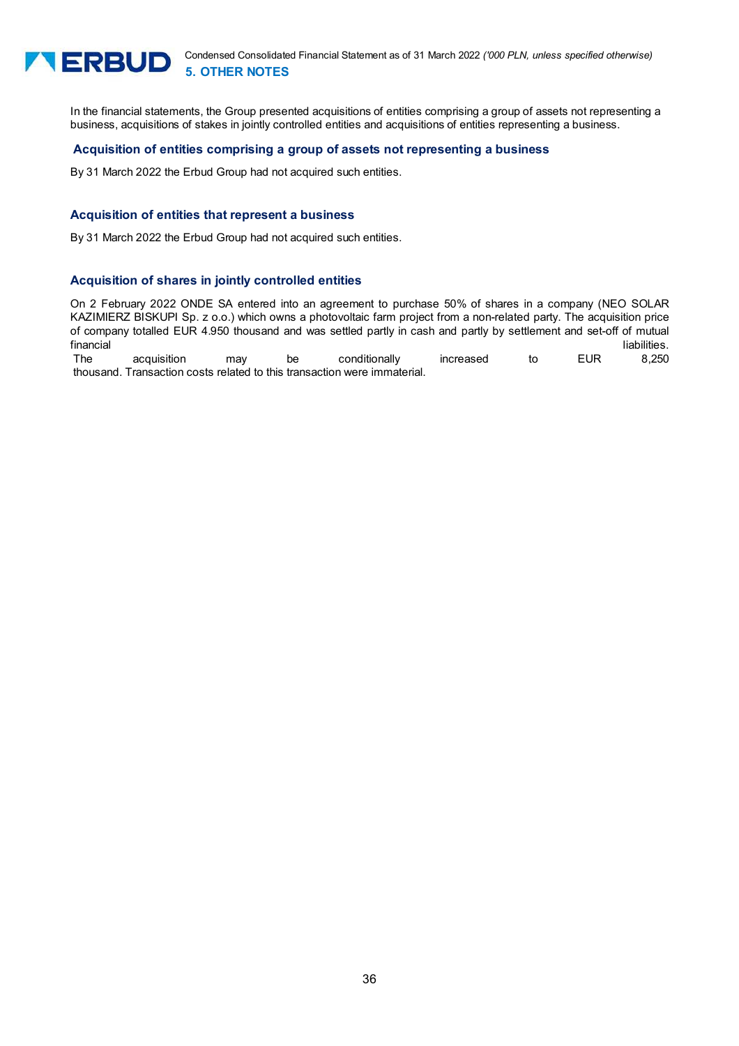In the financial statements, the Group presented acquisitions of entities comprising a group of assets not representing a business, acquisitions of stakes in jointly controlled entities and acquisitions of entities representing a business.

### Acquisition of entities comprising a group of assets not representing a business

By 31 March 2022 the Erbud Group had not acquired such entities.

### Acquisition of entities that represent a business

By 31 March 2022 the Erbud Group had not acquired such entities.

### Acquisition of shares in jointly controlled entities

On 2 February 2022 ONDE SA entered into an agreement to purchase 50% of shares in a company (NEO SOLAR KAZIMIERZ BISKUPI Sp. z o.o.) which owns a photovoltaic farm project from a non-related party. The acquisition price of company totalled EUR 4.950 thousand and was settled partly in cash and partly by settlement and set-off of mutual financial liabilities.
The acquisition may be conditionally increased to EUR 8,250 thousand. Transaction costs related to this transaction were immaterial.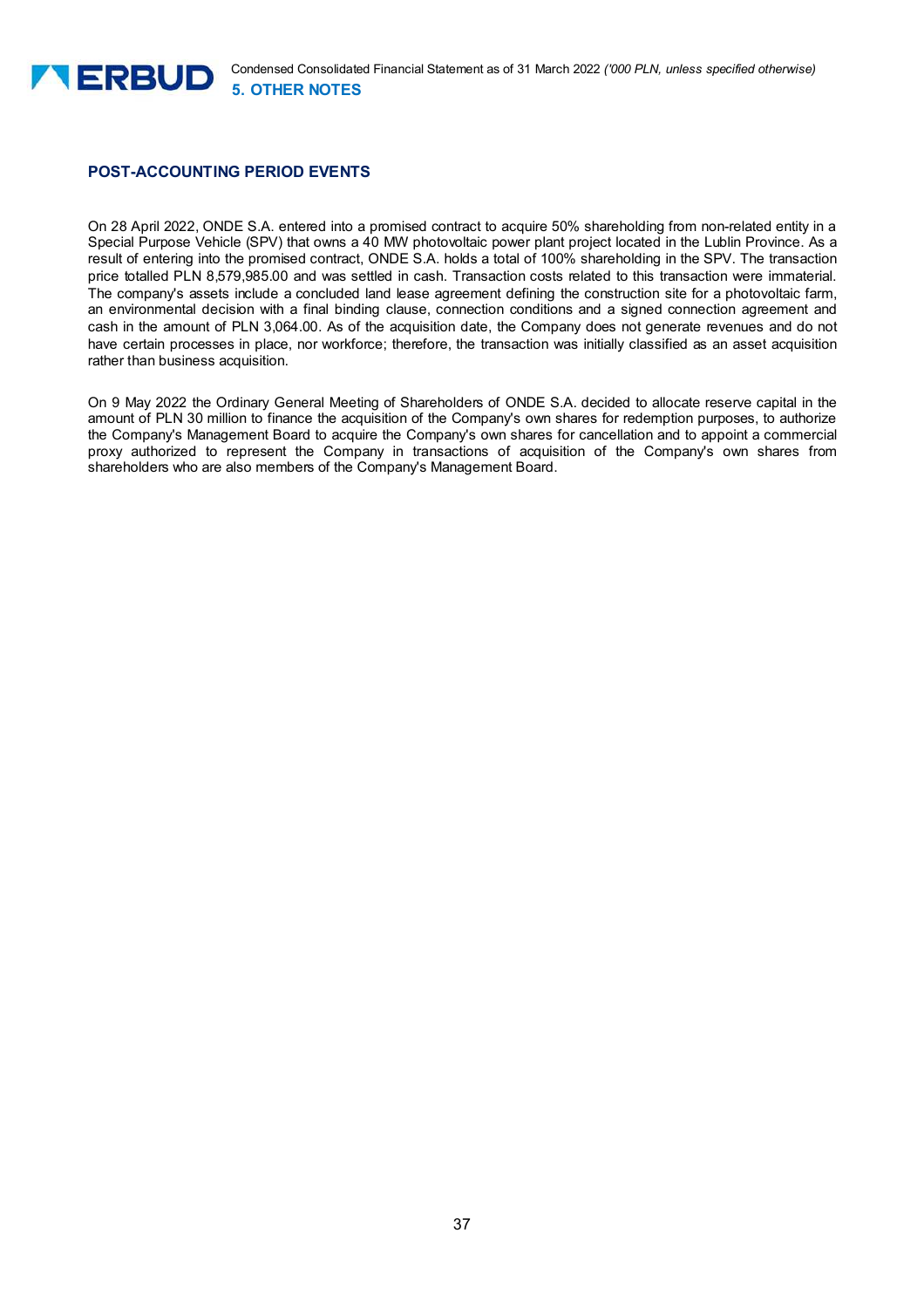## POST-ACCOUNTING PERIOD EVENTS

On 28 April 2022, ONDE S.A. entered into a promised contract to acquire 50% shareholding from non-related entity in a Special Purpose Vehicle (SPV) that owns a 40 MW photovoltaic power plant project located in the Lublin Province. As a result of entering into the promised contract, ONDE S.A. holds a total of 100% shareholding in the SPV. The transaction price totalled PLN 8,579,985.00 and was settled in cash. Transaction costs related to this transaction were immaterial. The company's assets include a concluded land lease agreement defining the construction site for a photovoltaic farm, an environmental decision with a final binding clause, connection conditions and a signed connection agreement and cash in the amount of PLN 3,064.00. As of the acquisition date, the Company does not generate revenues and do not have certain processes in place, nor workforce; therefore, the transaction was initially classified as an asset acquisition rather than business acquisition.

On 9 May 2022 the Ordinary General Meeting of Shareholders of ONDE S.A. decided to allocate reserve capital in the amount of PLN 30 million to finance the acquisition of the Company's own shares for redemption purposes, to authorize the Company's Management Board to acquire the Company's own shares for cancellation and to appoint a commercial proxy authorized to represent the Company in transactions of acquisition of the Company's own shares from shareholders who are also members of the Company's Management Board.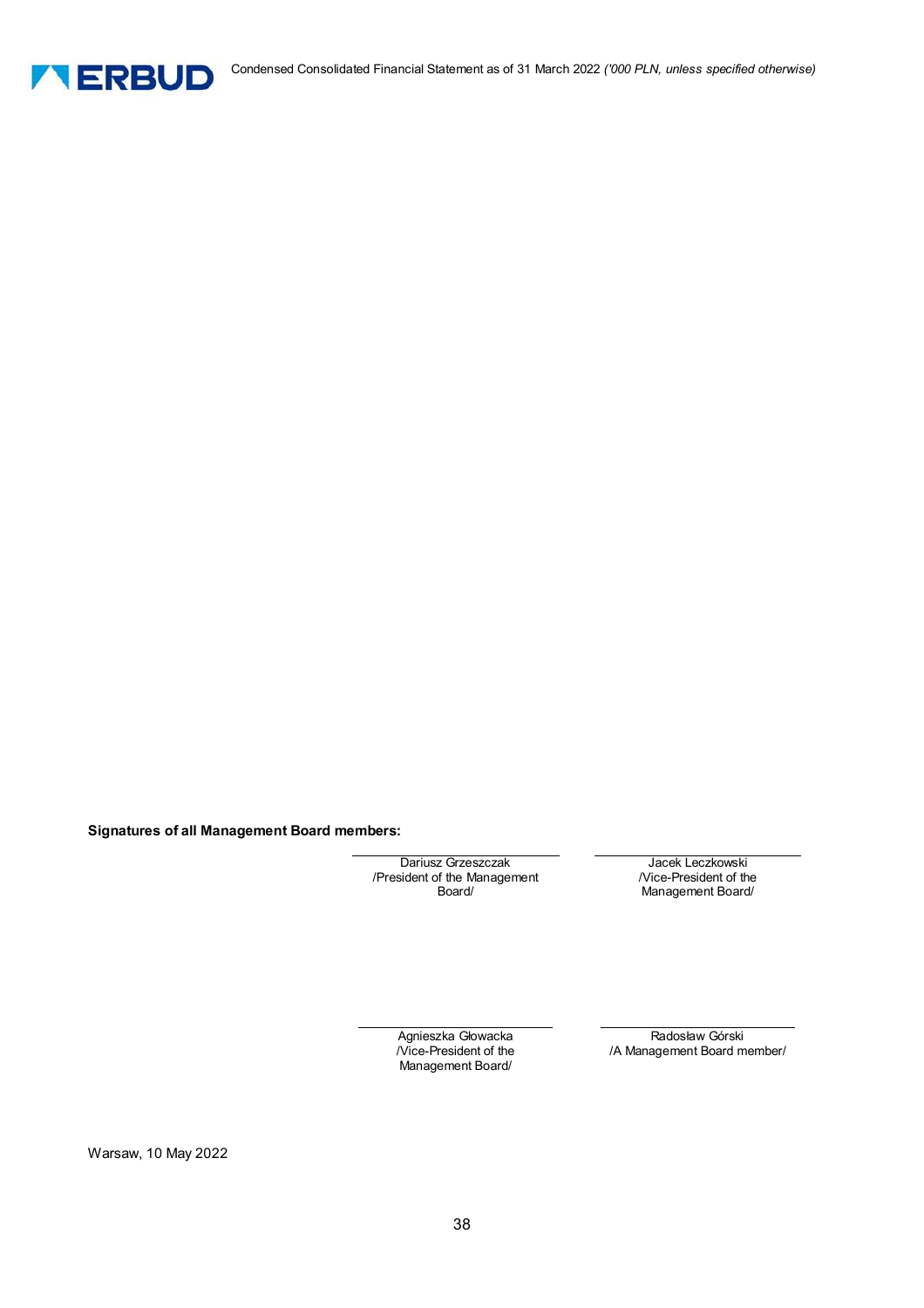**Signatures of all Management Board members:**

Dariusz Grzeszczak
/President of the Management Board/

Jacek Leczkowski
/Vice-President of the Management Board/

Agnieszka Głowacka
/Vice-President of the Management Board/

Radosław Górski
/A Management Board member/

Warsaw, 10 May 2022